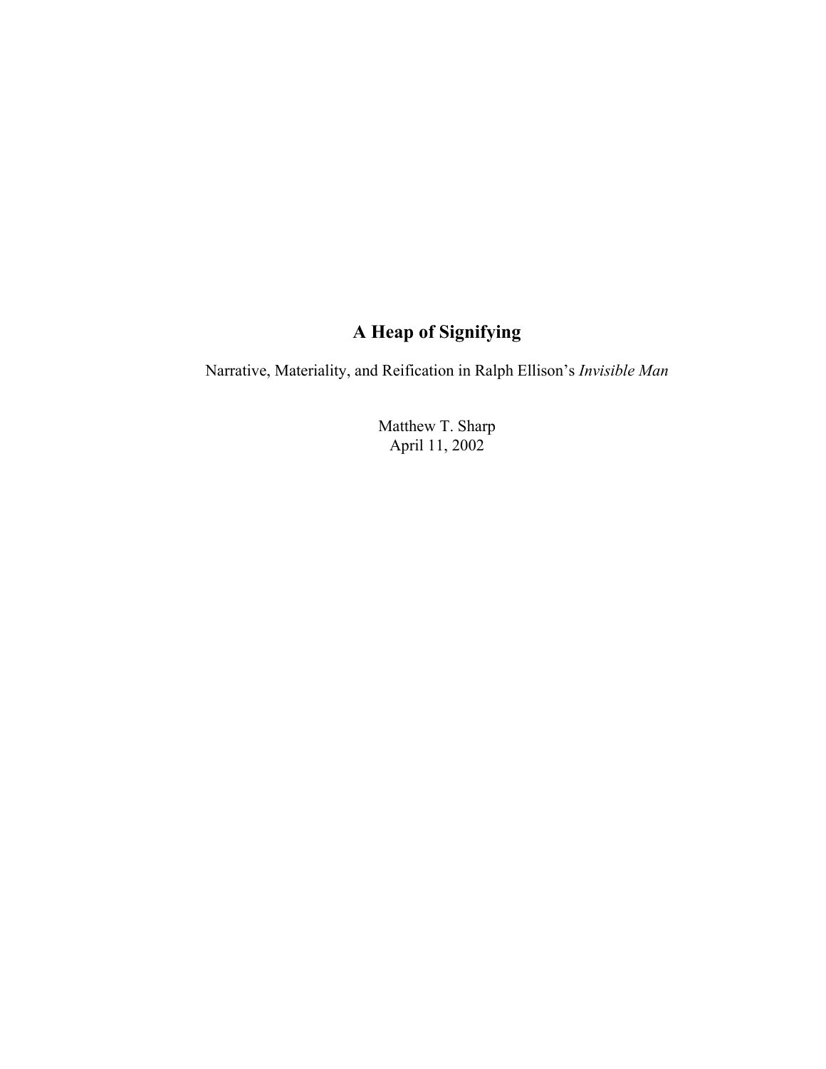# A Heap of Signifying

Narrative, Materiality, and Reification in Ralph Ellison's *Invisible Man*

Matthew T. Sharp
April 11, 2002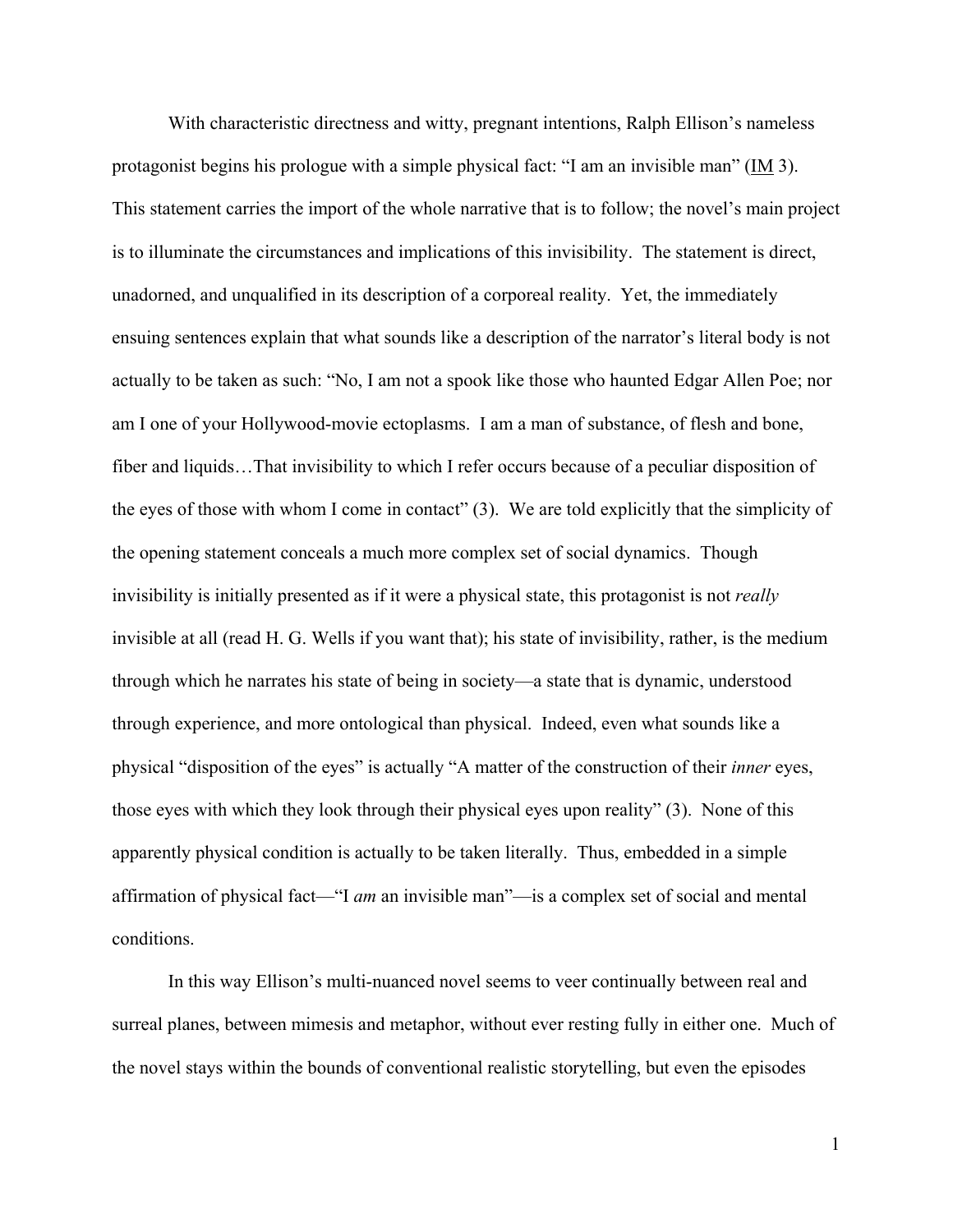With characteristic directness and witty, pregnant intentions, Ralph Ellison's nameless protagonist begins his prologue with a simple physical fact: "I am an invisible man" (IM 3). This statement carries the import of the whole narrative that is to follow; the novel's main project is to illuminate the circumstances and implications of this invisibility. The statement is direct, unadorned, and unqualified in its description of a corporeal reality. Yet, the immediately ensuing sentences explain that what sounds like a description of the narrator's literal body is not actually to be taken as such: "No, I am not a spook like those who haunted Edgar Allen Poe; nor am I one of your Hollywood-movie ectoplasms. I am a man of substance, of flesh and bone, fiber and liquids…That invisibility to which I refer occurs because of a peculiar disposition of the eyes of those with whom I come in contact" (3). We are told explicitly that the simplicity of the opening statement conceals a much more complex set of social dynamics. Though invisibility is initially presented as if it were a physical state, this protagonist is not *really* invisible at all (read H. G. Wells if you want that); his state of invisibility, rather, is the medium through which he narrates his state of being in society—a state that is dynamic, understood through experience, and more ontological than physical. Indeed, even what sounds like a physical "disposition of the eyes" is actually "A matter of the construction of their *inner* eyes, those eyes with which they look through their physical eyes upon reality" (3). None of this apparently physical condition is actually to be taken literally. Thus, embedded in a simple affirmation of physical fact—"I *am* an invisible man"—is a complex set of social and mental conditions.

In this way Ellison's multi-nuanced novel seems to veer continually between real and surreal planes, between mimesis and metaphor, without ever resting fully in either one. Much of the novel stays within the bounds of conventional realistic storytelling, but even the episodes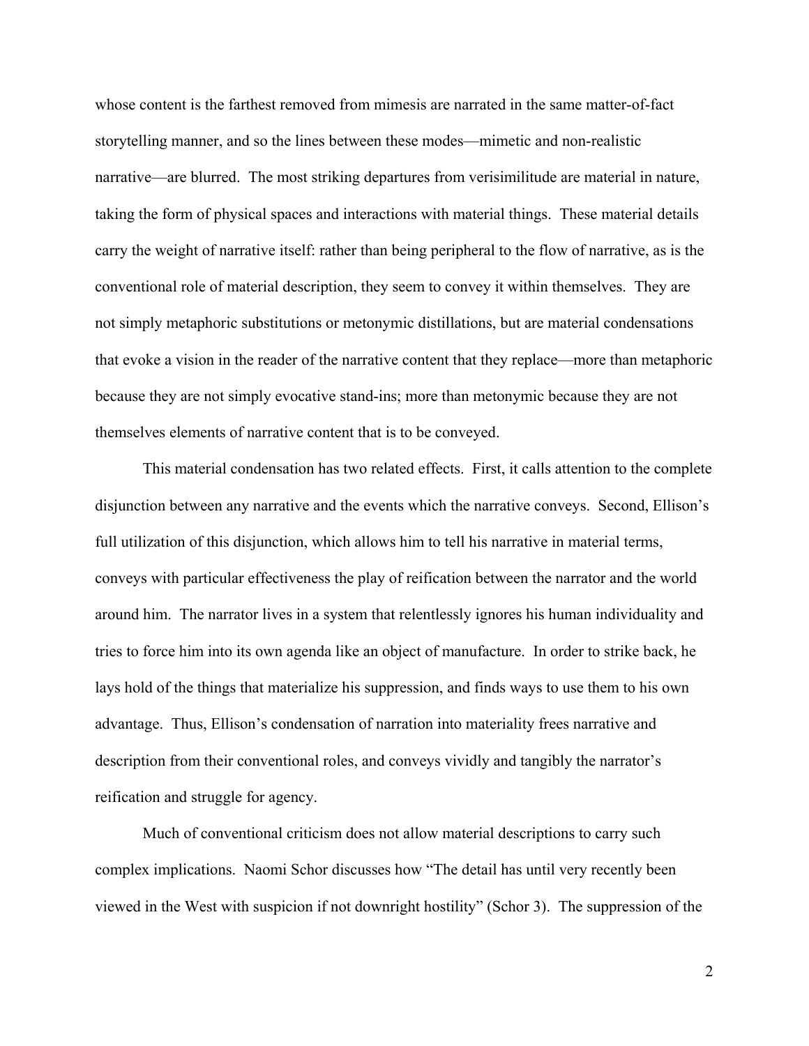whose content is the farthest removed from mimesis are narrated in the same matter-of-fact storytelling manner, and so the lines between these modes—mimetic and non-realistic narrative—are blurred. The most striking departures from verisimilitude are material in nature, taking the form of physical spaces and interactions with material things. These material details carry the weight of narrative itself: rather than being peripheral to the flow of narrative, as is the conventional role of material description, they seem to convey it within themselves. They are not simply metaphoric substitutions or metonymic distillations, but are material condensations that evoke a vision in the reader of the narrative content that they replace—more than metaphoric because they are not simply evocative stand-ins; more than metonymic because they are not themselves elements of narrative content that is to be conveyed.

This material condensation has two related effects. First, it calls attention to the complete disjunction between any narrative and the events which the narrative conveys. Second, Ellison's full utilization of this disjunction, which allows him to tell his narrative in material terms, conveys with particular effectiveness the play of reification between the narrator and the world around him. The narrator lives in a system that relentlessly ignores his human individuality and tries to force him into its own agenda like an object of manufacture. In order to strike back, he lays hold of the things that materialize his suppression, and finds ways to use them to his own advantage. Thus, Ellison's condensation of narration into materiality frees narrative and description from their conventional roles, and conveys vividly and tangibly the narrator's reification and struggle for agency.

Much of conventional criticism does not allow material descriptions to carry such complex implications. Naomi Schor discusses how "The detail has until very recently been viewed in the West with suspicion if not downright hostility" (Schor 3). The suppression of the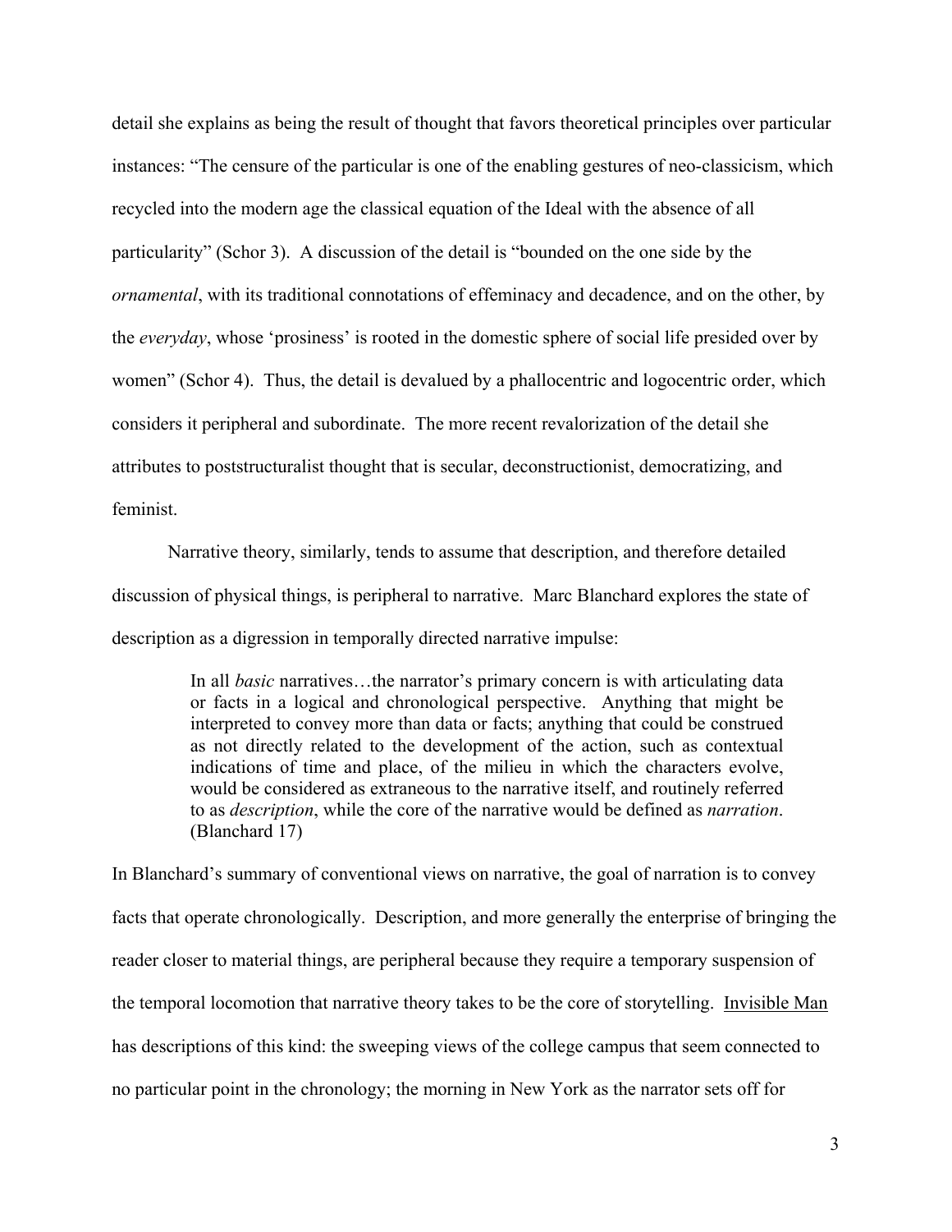detail she explains as being the result of thought that favors theoretical principles over particular instances: "The censure of the particular is one of the enabling gestures of neo-classicism, which recycled into the modern age the classical equation of the Ideal with the absence of all particularity" (Schor 3). A discussion of the detail is "bounded on the one side by the *ornamental*, with its traditional connotations of effeminacy and decadence, and on the other, by the *everyday*, whose 'prosiness' is rooted in the domestic sphere of social life presided over by women" (Schor 4). Thus, the detail is devalued by a phallocentric and logocentric order, which considers it peripheral and subordinate. The more recent revalorization of the detail she attributes to poststructuralist thought that is secular, deconstructionist, democratizing, and feminist.

Narrative theory, similarly, tends to assume that description, and therefore detailed discussion of physical things, is peripheral to narrative. Marc Blanchard explores the state of description as a digression in temporally directed narrative impulse:

> In all *basic* narratives…the narrator's primary concern is with articulating data or facts in a logical and chronological perspective. Anything that might be interpreted to convey more than data or facts; anything that could be construed as not directly related to the development of the action, such as contextual indications of time and place, of the milieu in which the characters evolve, would be considered as extraneous to the narrative itself, and routinely referred to as *description*, while the core of the narrative would be defined as *narration*. (Blanchard 17)

In Blanchard's summary of conventional views on narrative, the goal of narration is to convey facts that operate chronologically. Description, and more generally the enterprise of bringing the reader closer to material things, are peripheral because they require a temporary suspension of the temporal locomotion that narrative theory takes to be the core of storytelling. Invisible Man has descriptions of this kind: the sweeping views of the college campus that seem connected to no particular point in the chronology; the morning in New York as the narrator sets off for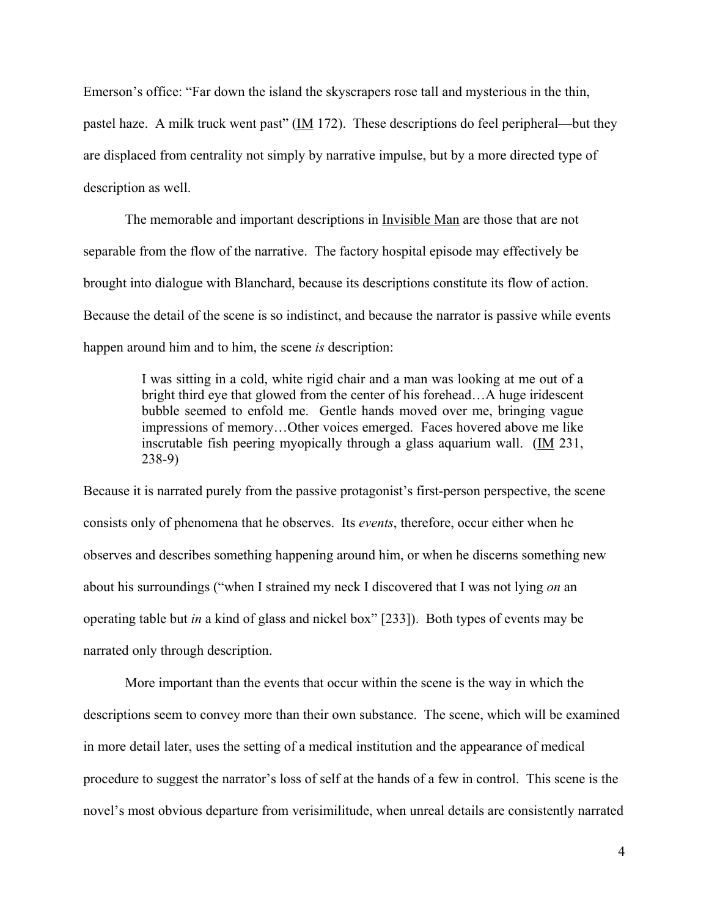Emerson's office: "Far down the island the skyscrapers rose tall and mysterious in the thin, pastel haze. A milk truck went past" (IM 172). These descriptions do feel peripheral—but they are displaced from centrality not simply by narrative impulse, but by a more directed type of description as well.

The memorable and important descriptions in Invisible Man are those that are not separable from the flow of the narrative. The factory hospital episode may effectively be brought into dialogue with Blanchard, because its descriptions constitute its flow of action. Because the detail of the scene is so indistinct, and because the narrator is passive while events happen around him and to him, the scene *is* description:

> I was sitting in a cold, white rigid chair and a man was looking at me out of a bright third eye that glowed from the center of his forehead…A huge iridescent bubble seemed to enfold me. Gentle hands moved over me, bringing vague impressions of memory…Other voices emerged. Faces hovered above me like inscrutable fish peering myopically through a glass aquarium wall. (IM 231, 238-9)

Because it is narrated purely from the passive protagonist's first-person perspective, the scene consists only of phenomena that he observes. Its *events*, therefore, occur either when he observes and describes something happening around him, or when he discerns something new about his surroundings ("when I strained my neck I discovered that I was not lying *on* an operating table but *in* a kind of glass and nickel box" [233]). Both types of events may be narrated only through description.

More important than the events that occur within the scene is the way in which the descriptions seem to convey more than their own substance. The scene, which will be examined in more detail later, uses the setting of a medical institution and the appearance of medical procedure to suggest the narrator's loss of self at the hands of a few in control. This scene is the novel's most obvious departure from verisimilitude, when unreal details are consistently narrated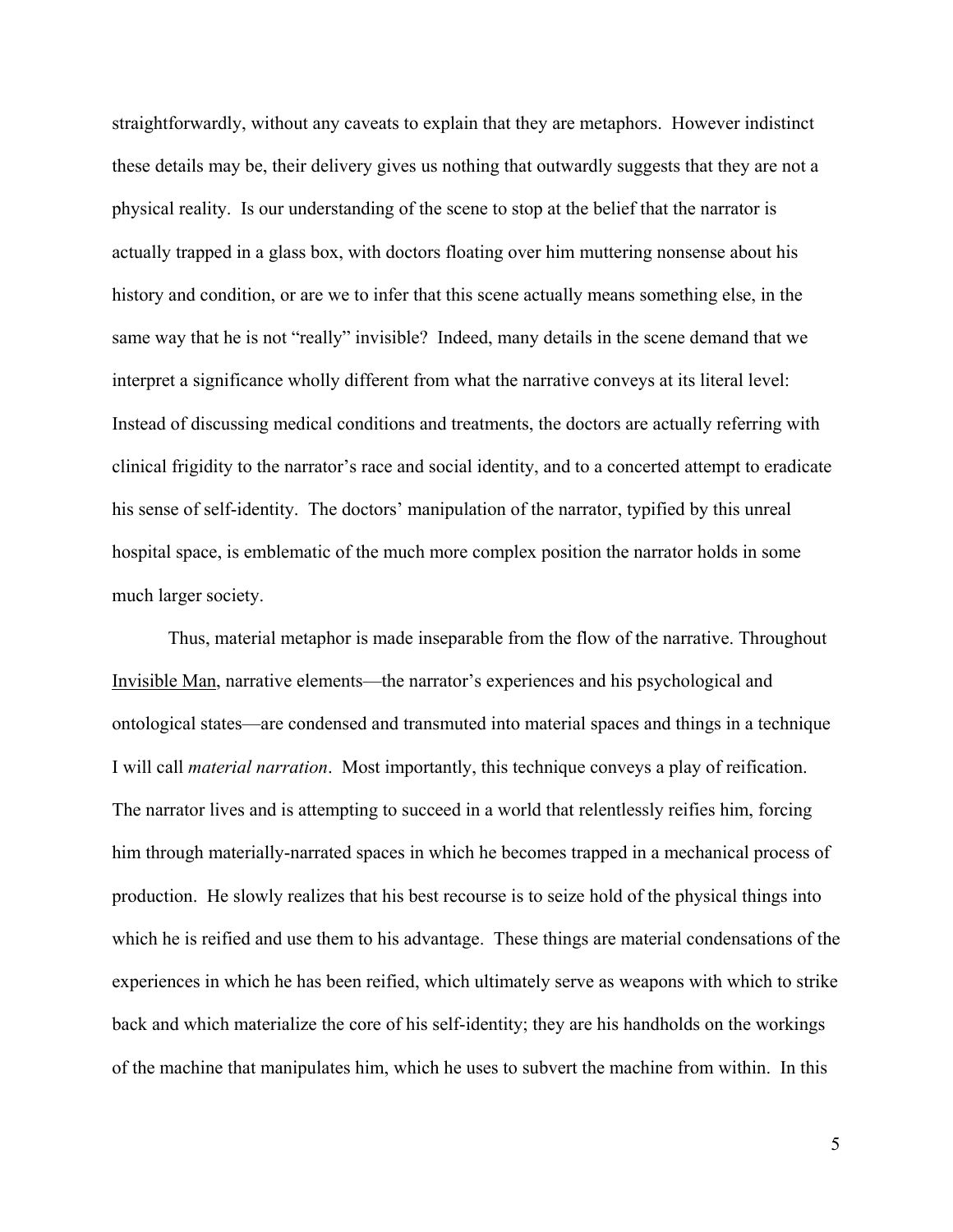straightforwardly, without any caveats to explain that they are metaphors. However indistinct these details may be, their delivery gives us nothing that outwardly suggests that they are not a physical reality. Is our understanding of the scene to stop at the belief that the narrator is actually trapped in a glass box, with doctors floating over him muttering nonsense about his history and condition, or are we to infer that this scene actually means something else, in the same way that he is not "really" invisible? Indeed, many details in the scene demand that we interpret a significance wholly different from what the narrative conveys at its literal level: Instead of discussing medical conditions and treatments, the doctors are actually referring with clinical frigidity to the narrator's race and social identity, and to a concerted attempt to eradicate his sense of self-identity. The doctors' manipulation of the narrator, typified by this unreal hospital space, is emblematic of the much more complex position the narrator holds in some much larger society.

Thus, material metaphor is made inseparable from the flow of the narrative. Throughout Invisible Man, narrative elements—the narrator's experiences and his psychological and ontological states—are condensed and transmuted into material spaces and things in a technique I will call *material narration*. Most importantly, this technique conveys a play of reification. The narrator lives and is attempting to succeed in a world that relentlessly reifies him, forcing him through materially-narrated spaces in which he becomes trapped in a mechanical process of production. He slowly realizes that his best recourse is to seize hold of the physical things into which he is reified and use them to his advantage. These things are material condensations of the experiences in which he has been reified, which ultimately serve as weapons with which to strike back and which materialize the core of his self-identity; they are his handholds on the workings of the machine that manipulates him, which he uses to subvert the machine from within. In this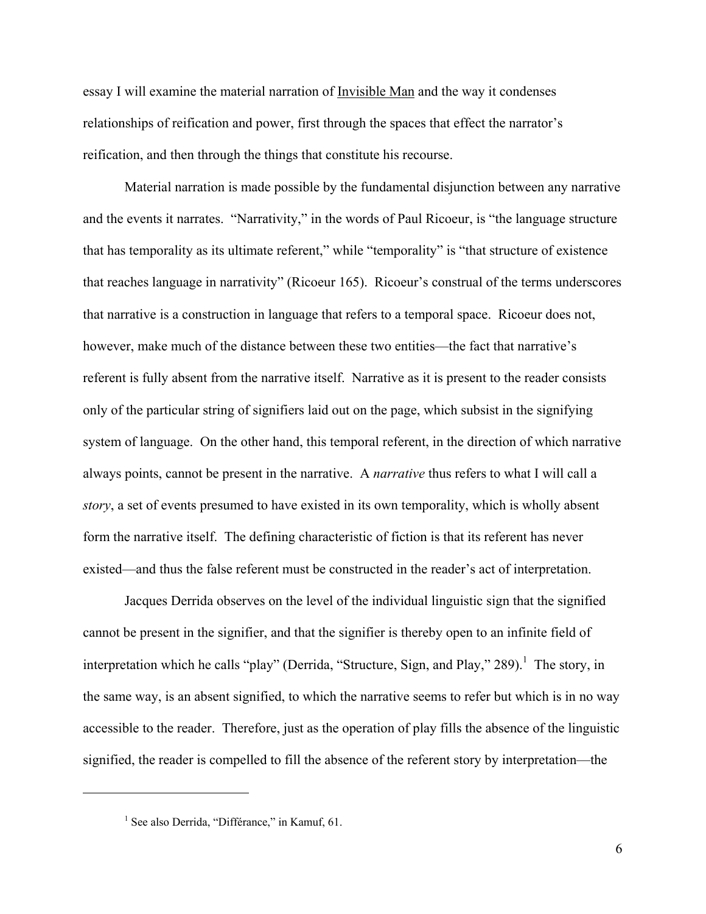essay I will examine the material narration of Invisible Man and the way it condenses relationships of reification and power, first through the spaces that effect the narrator's reification, and then through the things that constitute his recourse.

Material narration is made possible by the fundamental disjunction between any narrative and the events it narrates. "Narrativity," in the words of Paul Ricoeur, is "the language structure that has temporality as its ultimate referent," while "temporality" is "that structure of existence that reaches language in narrativity" (Ricoeur 165). Ricoeur's construal of the terms underscores that narrative is a construction in language that refers to a temporal space. Ricoeur does not, however, make much of the distance between these two entities—the fact that narrative's referent is fully absent from the narrative itself. Narrative as it is present to the reader consists only of the particular string of signifiers laid out on the page, which subsist in the signifying system of language. On the other hand, this temporal referent, in the direction of which narrative always points, cannot be present in the narrative. A *narrative* thus refers to what I will call a *story*, a set of events presumed to have existed in its own temporality, which is wholly absent form the narrative itself. The defining characteristic of fiction is that its referent has never existed—and thus the false referent must be constructed in the reader's act of interpretation.

Jacques Derrida observes on the level of the individual linguistic sign that the signified cannot be present in the signifier, and that the signifier is thereby open to an infinite field of interpretation which he calls "play" (Derrida, "Structure, Sign, and Play," 289).[1] The story, in the same way, is an absent signified, to which the narrative seems to refer but which is in no way accessible to the reader. Therefore, just as the operation of play fills the absence of the linguistic signified, the reader is compelled to fill the absence of the referent story by interpretation—the

---

[1] See also Derrida, "Différance," in Kamuf, 61.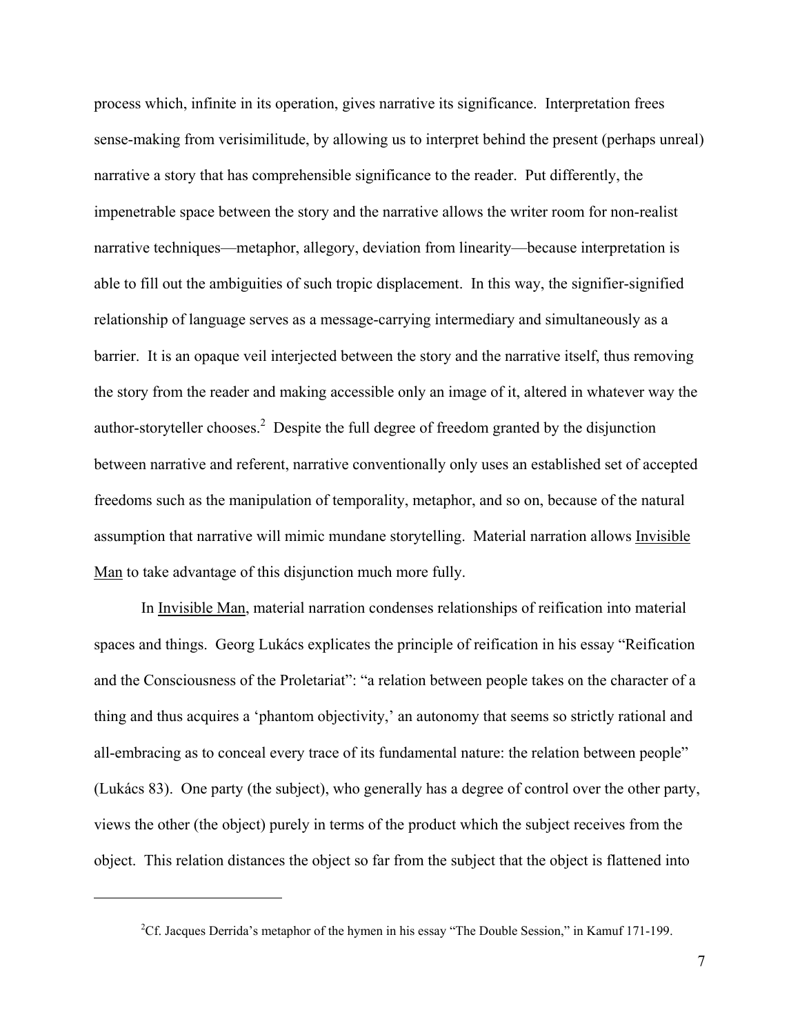process which, infinite in its operation, gives narrative its significance. Interpretation frees sense-making from verisimilitude, by allowing us to interpret behind the present (perhaps unreal) narrative a story that has comprehensible significance to the reader. Put differently, the impenetrable space between the story and the narrative allows the writer room for non-realist narrative techniques—metaphor, allegory, deviation from linearity—because interpretation is able to fill out the ambiguities of such tropic displacement. In this way, the signifier-signified relationship of language serves as a message-carrying intermediary and simultaneously as a barrier. It is an opaque veil interjected between the story and the narrative itself, thus removing the story from the reader and making accessible only an image of it, altered in whatever way the author-storyteller chooses.[2] Despite the full degree of freedom granted by the disjunction between narrative and referent, narrative conventionally only uses an established set of accepted freedoms such as the manipulation of temporality, metaphor, and so on, because of the natural assumption that narrative will mimic mundane storytelling. Material narration allows Invisible Man to take advantage of this disjunction much more fully.

In Invisible Man, material narration condenses relationships of reification into material spaces and things. Georg Lukács explicates the principle of reification in his essay "Reification and the Consciousness of the Proletariat": "a relation between people takes on the character of a thing and thus acquires a 'phantom objectivity,' an autonomy that seems so strictly rational and all-embracing as to conceal every trace of its fundamental nature: the relation between people" (Lukács 83). One party (the subject), who generally has a degree of control over the other party, views the other (the object) purely in terms of the product which the subject receives from the object. This relation distances the object so far from the subject that the object is flattened into

---

[2] Cf. Jacques Derrida's metaphor of the hymen in his essay "The Double Session," in Kamuf 171-199.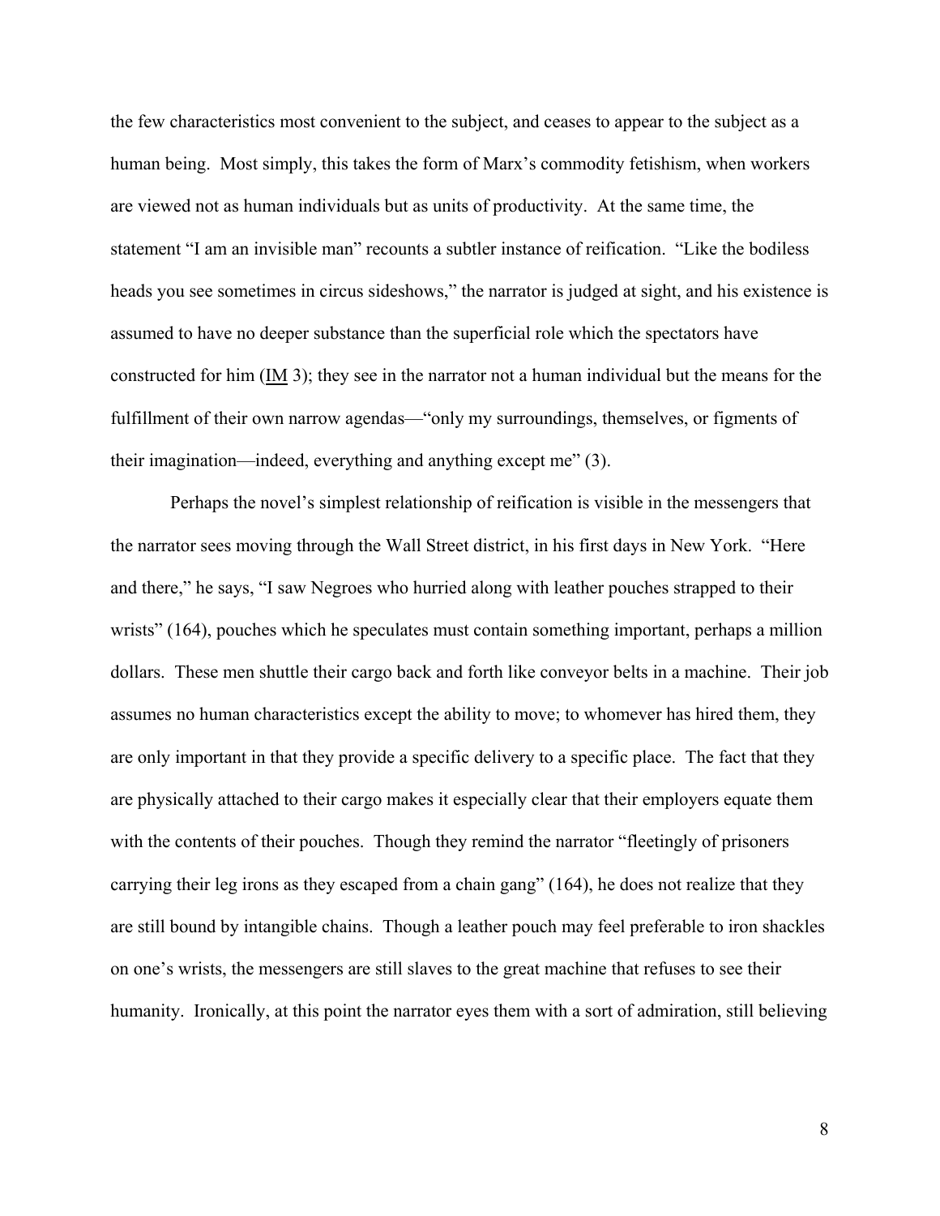the few characteristics most convenient to the subject, and ceases to appear to the subject as a human being. Most simply, this takes the form of Marx's commodity fetishism, when workers are viewed not as human individuals but as units of productivity. At the same time, the statement "I am an invisible man" recounts a subtler instance of reification. "Like the bodiless heads you see sometimes in circus sideshows," the narrator is judged at sight, and his existence is assumed to have no deeper substance than the superficial role which the spectators have constructed for him (IM 3); they see in the narrator not a human individual but the means for the fulfillment of their own narrow agendas—"only my surroundings, themselves, or figments of their imagination—indeed, everything and anything except me" (3).

Perhaps the novel's simplest relationship of reification is visible in the messengers that the narrator sees moving through the Wall Street district, in his first days in New York. "Here and there," he says, "I saw Negroes who hurried along with leather pouches strapped to their wrists" (164), pouches which he speculates must contain something important, perhaps a million dollars. These men shuttle their cargo back and forth like conveyor belts in a machine. Their job assumes no human characteristics except the ability to move; to whomever has hired them, they are only important in that they provide a specific delivery to a specific place. The fact that they are physically attached to their cargo makes it especially clear that their employers equate them with the contents of their pouches. Though they remind the narrator "fleetingly of prisoners carrying their leg irons as they escaped from a chain gang" (164), he does not realize that they are still bound by intangible chains. Though a leather pouch may feel preferable to iron shackles on one's wrists, the messengers are still slaves to the great machine that refuses to see their humanity. Ironically, at this point the narrator eyes them with a sort of admiration, still believing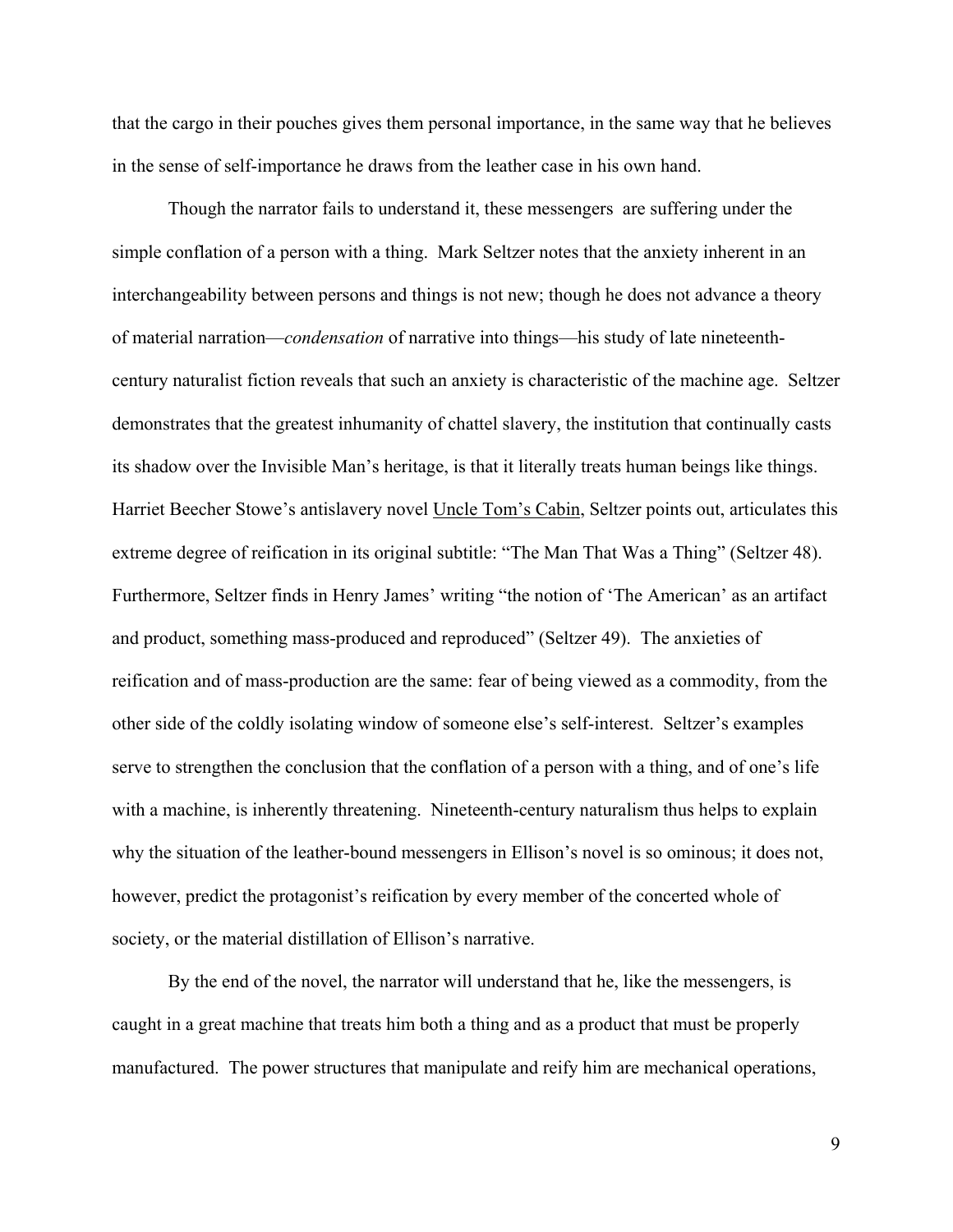that the cargo in their pouches gives them personal importance, in the same way that he believes in the sense of self-importance he draws from the leather case in his own hand.

Though the narrator fails to understand it, these messengers are suffering under the simple conflation of a person with a thing. Mark Seltzer notes that the anxiety inherent in an interchangeability between persons and things is not new; though he does not advance a theory of material narration—*condensation* of narrative into things—his study of late nineteenth-century naturalist fiction reveals that such an anxiety is characteristic of the machine age. Seltzer demonstrates that the greatest inhumanity of chattel slavery, the institution that continually casts its shadow over the Invisible Man's heritage, is that it literally treats human beings like things. Harriet Beecher Stowe's antislavery novel Uncle Tom's Cabin, Seltzer points out, articulates this extreme degree of reification in its original subtitle: "The Man That Was a Thing" (Seltzer 48). Furthermore, Seltzer finds in Henry James' writing "the notion of 'The American' as an artifact and product, something mass-produced and reproduced" (Seltzer 49). The anxieties of reification and of mass-production are the same: fear of being viewed as a commodity, from the other side of the coldly isolating window of someone else's self-interest. Seltzer's examples serve to strengthen the conclusion that the conflation of a person with a thing, and of one's life with a machine, is inherently threatening. Nineteenth-century naturalism thus helps to explain why the situation of the leather-bound messengers in Ellison's novel is so ominous; it does not, however, predict the protagonist's reification by every member of the concerted whole of society, or the material distillation of Ellison's narrative.

By the end of the novel, the narrator will understand that he, like the messengers, is caught in a great machine that treats him both a thing and as a product that must be properly manufactured. The power structures that manipulate and reify him are mechanical operations,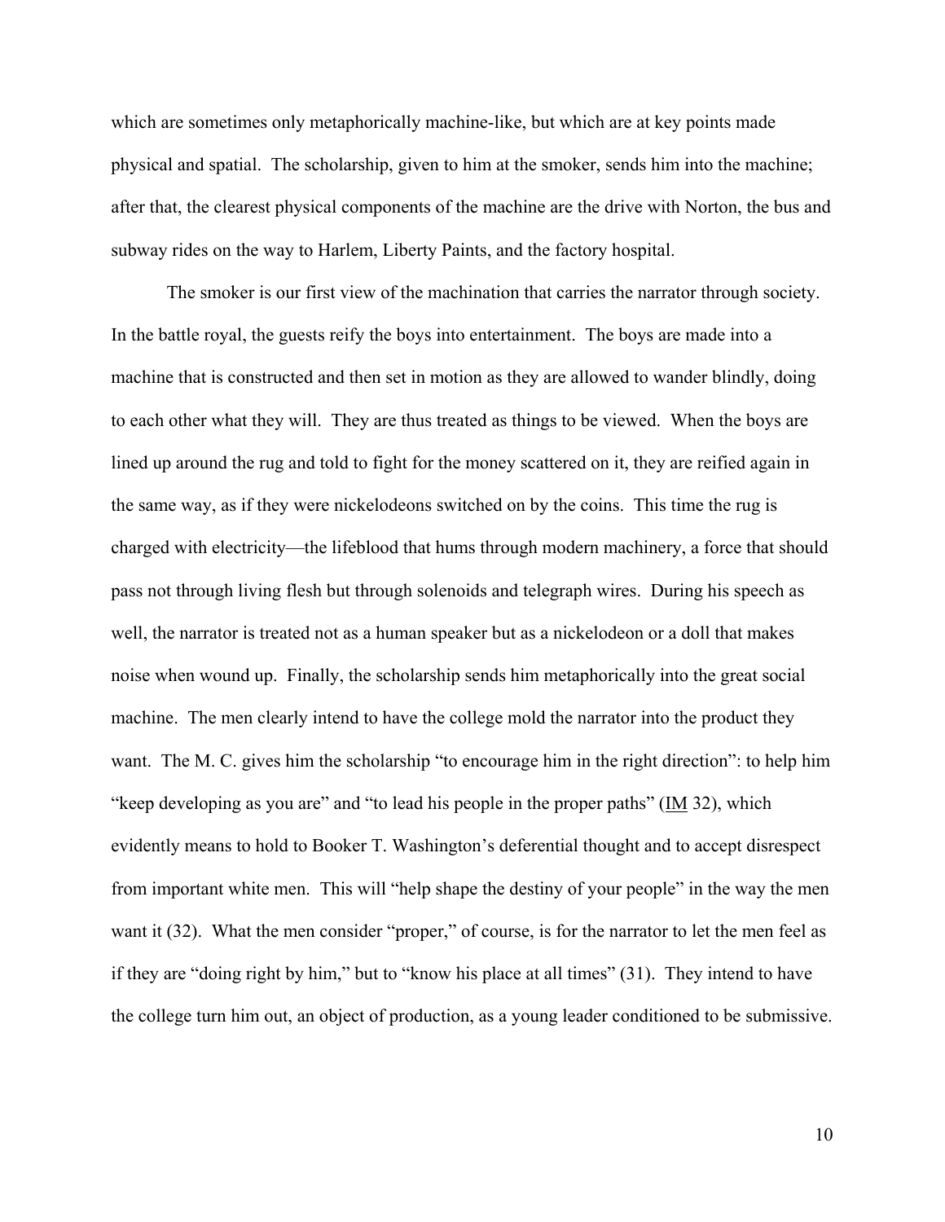which are sometimes only metaphorically machine-like, but which are at key points made physical and spatial. The scholarship, given to him at the smoker, sends him into the machine; after that, the clearest physical components of the machine are the drive with Norton, the bus and subway rides on the way to Harlem, Liberty Paints, and the factory hospital.

The smoker is our first view of the machination that carries the narrator through society. In the battle royal, the guests reify the boys into entertainment. The boys are made into a machine that is constructed and then set in motion as they are allowed to wander blindly, doing to each other what they will. They are thus treated as things to be viewed. When the boys are lined up around the rug and told to fight for the money scattered on it, they are reified again in the same way, as if they were nickelodeons switched on by the coins. This time the rug is charged with electricity—the lifeblood that hums through modern machinery, a force that should pass not through living flesh but through solenoids and telegraph wires. During his speech as well, the narrator is treated not as a human speaker but as a nickelodeon or a doll that makes noise when wound up. Finally, the scholarship sends him metaphorically into the great social machine. The men clearly intend to have the college mold the narrator into the product they want. The M. C. gives him the scholarship "to encourage him in the right direction": to help him "keep developing as you are" and "to lead his people in the proper paths" (<u>IM</u> 32), which evidently means to hold to Booker T. Washington's deferential thought and to accept disrespect from important white men. This will "help shape the destiny of your people" in the way the men want it (32). What the men consider "proper," of course, is for the narrator to let the men feel as if they are "doing right by him," but to "know his place at all times" (31). They intend to have the college turn him out, an object of production, as a young leader conditioned to be submissive.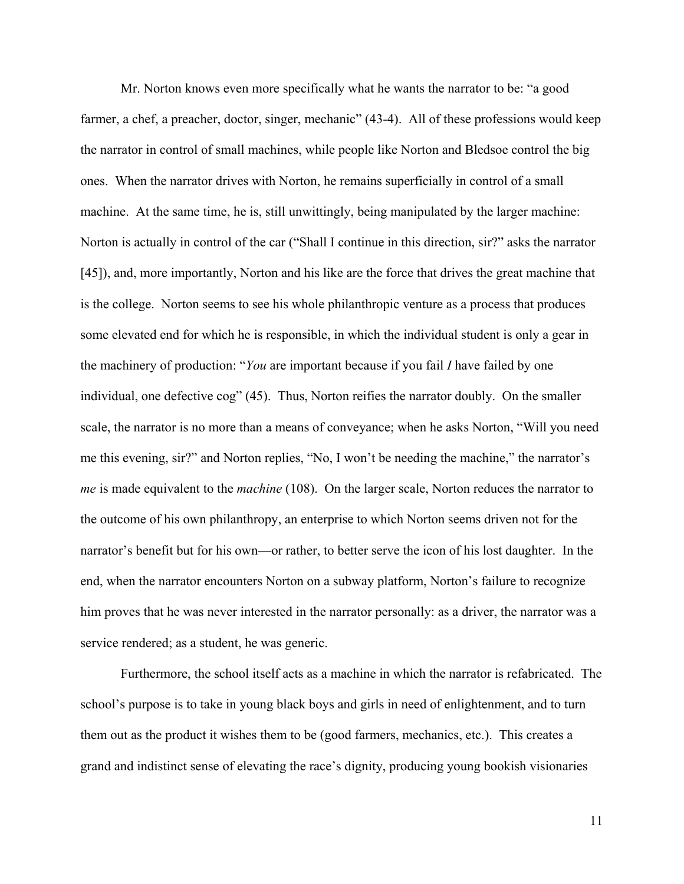Mr. Norton knows even more specifically what he wants the narrator to be: "a good farmer, a chef, a preacher, doctor, singer, mechanic" (43-4). All of these professions would keep the narrator in control of small machines, while people like Norton and Bledsoe control the big ones. When the narrator drives with Norton, he remains superficially in control of a small machine. At the same time, he is, still unwittingly, being manipulated by the larger machine: Norton is actually in control of the car ("Shall I continue in this direction, sir?" asks the narrator [45]), and, more importantly, Norton and his like are the force that drives the great machine that is the college. Norton seems to see his whole philanthropic venture as a process that produces some elevated end for which he is responsible, in which the individual student is only a gear in the machinery of production: "*You* are important because if you fail *I* have failed by one individual, one defective cog" (45). Thus, Norton reifies the narrator doubly. On the smaller scale, the narrator is no more than a means of conveyance; when he asks Norton, "Will you need me this evening, sir?" and Norton replies, "No, I won't be needing the machine," the narrator's *me* is made equivalent to the *machine* (108). On the larger scale, Norton reduces the narrator to the outcome of his own philanthropy, an enterprise to which Norton seems driven not for the narrator's benefit but for his own—or rather, to better serve the icon of his lost daughter. In the end, when the narrator encounters Norton on a subway platform, Norton's failure to recognize him proves that he was never interested in the narrator personally: as a driver, the narrator was a service rendered; as a student, he was generic.

Furthermore, the school itself acts as a machine in which the narrator is refabricated. The school's purpose is to take in young black boys and girls in need of enlightenment, and to turn them out as the product it wishes them to be (good farmers, mechanics, etc.). This creates a grand and indistinct sense of elevating the race's dignity, producing young bookish visionaries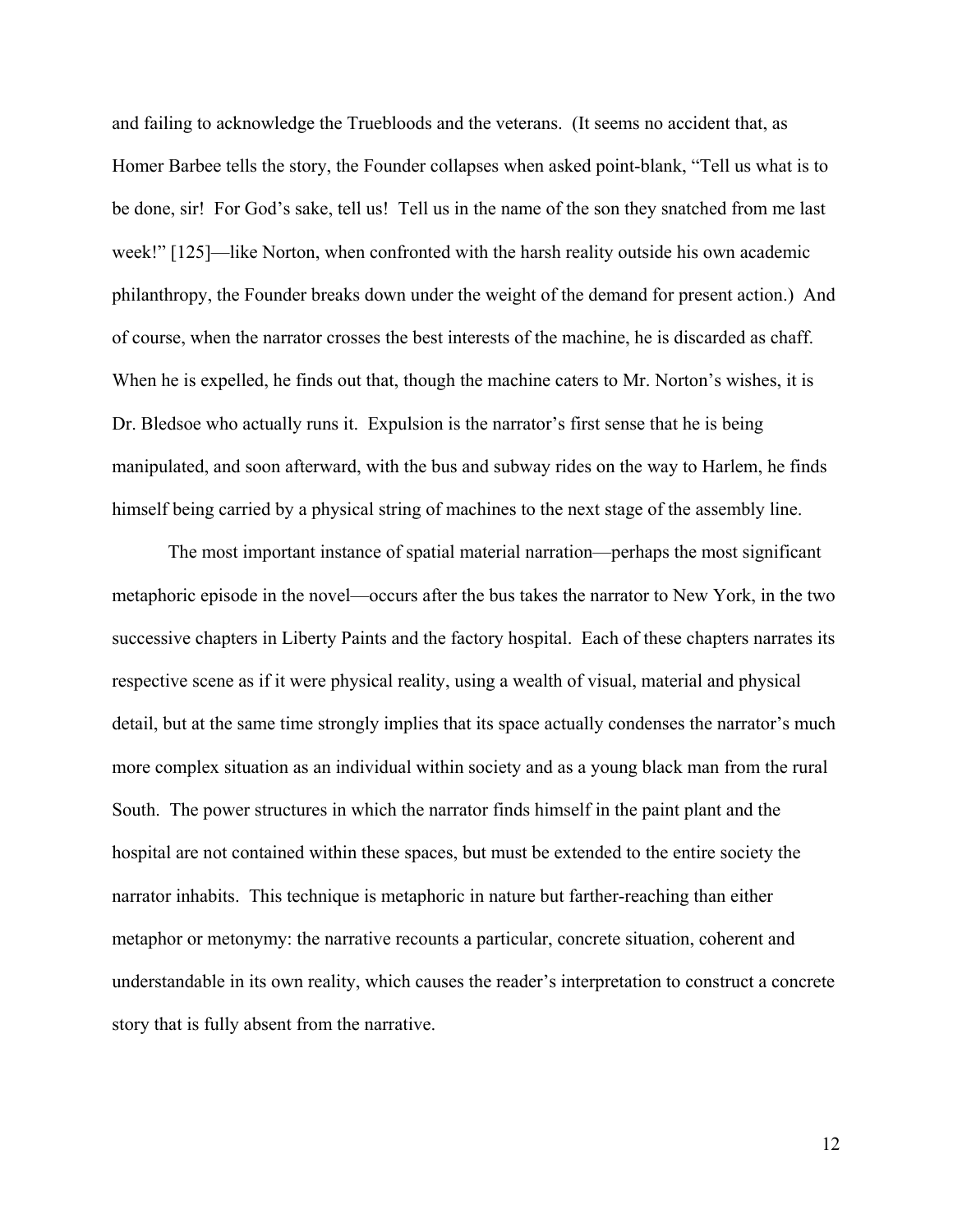and failing to acknowledge the Truebloods and the veterans. (It seems no accident that, as Homer Barbee tells the story, the Founder collapses when asked point-blank, "Tell us what is to be done, sir! For God's sake, tell us! Tell us in the name of the son they snatched from me last week!" [125]—like Norton, when confronted with the harsh reality outside his own academic philanthropy, the Founder breaks down under the weight of the demand for present action.) And of course, when the narrator crosses the best interests of the machine, he is discarded as chaff. When he is expelled, he finds out that, though the machine caters to Mr. Norton's wishes, it is Dr. Bledsoe who actually runs it. Expulsion is the narrator's first sense that he is being manipulated, and soon afterward, with the bus and subway rides on the way to Harlem, he finds himself being carried by a physical string of machines to the next stage of the assembly line.

The most important instance of spatial material narration—perhaps the most significant metaphoric episode in the novel—occurs after the bus takes the narrator to New York, in the two successive chapters in Liberty Paints and the factory hospital. Each of these chapters narrates its respective scene as if it were physical reality, using a wealth of visual, material and physical detail, but at the same time strongly implies that its space actually condenses the narrator's much more complex situation as an individual within society and as a young black man from the rural South. The power structures in which the narrator finds himself in the paint plant and the hospital are not contained within these spaces, but must be extended to the entire society the narrator inhabits. This technique is metaphoric in nature but farther-reaching than either metaphor or metonymy: the narrative recounts a particular, concrete situation, coherent and understandable in its own reality, which causes the reader's interpretation to construct a concrete story that is fully absent from the narrative.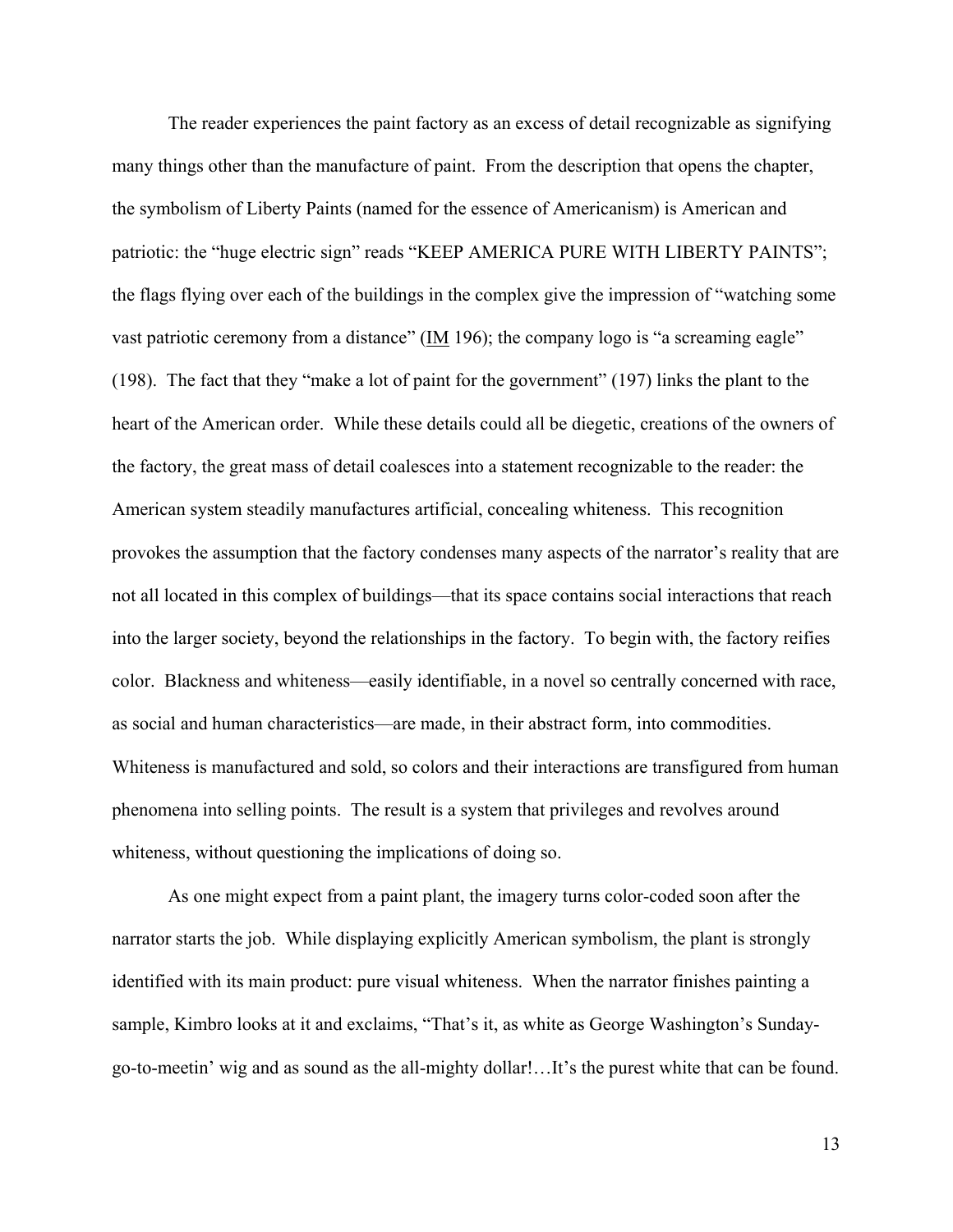The reader experiences the paint factory as an excess of detail recognizable as signifying many things other than the manufacture of paint. From the description that opens the chapter, the symbolism of Liberty Paints (named for the essence of Americanism) is American and patriotic: the "huge electric sign" reads "KEEP AMERICA PURE WITH LIBERTY PAINTS"; the flags flying over each of the buildings in the complex give the impression of "watching some vast patriotic ceremony from a distance" (IM 196); the company logo is "a screaming eagle" (198). The fact that they "make a lot of paint for the government" (197) links the plant to the heart of the American order. While these details could all be diegetic, creations of the owners of the factory, the great mass of detail coalesces into a statement recognizable to the reader: the American system steadily manufactures artificial, concealing whiteness. This recognition provokes the assumption that the factory condenses many aspects of the narrator's reality that are not all located in this complex of buildings—that its space contains social interactions that reach into the larger society, beyond the relationships in the factory. To begin with, the factory reifies color. Blackness and whiteness—easily identifiable, in a novel so centrally concerned with race, as social and human characteristics—are made, in their abstract form, into commodities. Whiteness is manufactured and sold, so colors and their interactions are transfigured from human phenomena into selling points. The result is a system that privileges and revolves around whiteness, without questioning the implications of doing so.

As one might expect from a paint plant, the imagery turns color-coded soon after the narrator starts the job. While displaying explicitly American symbolism, the plant is strongly identified with its main product: pure visual whiteness. When the narrator finishes painting a sample, Kimbro looks at it and exclaims, "That's it, as white as George Washington's Sunday-go-to-meetin' wig and as sound as the all-mighty dollar!…It's the purest white that can be found.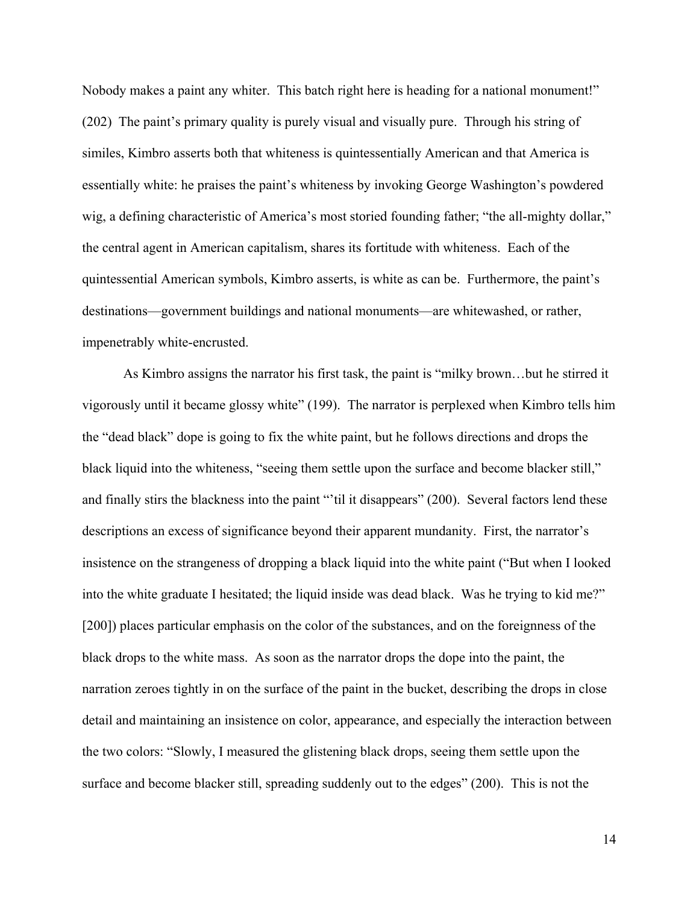Nobody makes a paint any whiter. This batch right here is heading for a national monument!" (202) The paint's primary quality is purely visual and visually pure. Through his string of similes, Kimbro asserts both that whiteness is quintessentially American and that America is essentially white: he praises the paint's whiteness by invoking George Washington's powdered wig, a defining characteristic of America's most storied founding father; "the all-mighty dollar," the central agent in American capitalism, shares its fortitude with whiteness. Each of the quintessential American symbols, Kimbro asserts, is white as can be. Furthermore, the paint's destinations—government buildings and national monuments—are whitewashed, or rather, impenetrably white-encrusted.

As Kimbro assigns the narrator his first task, the paint is "milky brown…but he stirred it vigorously until it became glossy white" (199). The narrator is perplexed when Kimbro tells him the "dead black" dope is going to fix the white paint, but he follows directions and drops the black liquid into the whiteness, "seeing them settle upon the surface and become blacker still," and finally stirs the blackness into the paint "'til it disappears" (200). Several factors lend these descriptions an excess of significance beyond their apparent mundanity. First, the narrator's insistence on the strangeness of dropping a black liquid into the white paint ("But when I looked into the white graduate I hesitated; the liquid inside was dead black. Was he trying to kid me?" [200]) places particular emphasis on the color of the substances, and on the foreignness of the black drops to the white mass. As soon as the narrator drops the dope into the paint, the narration zeroes tightly in on the surface of the paint in the bucket, describing the drops in close detail and maintaining an insistence on color, appearance, and especially the interaction between the two colors: "Slowly, I measured the glistening black drops, seeing them settle upon the surface and become blacker still, spreading suddenly out to the edges" (200). This is not the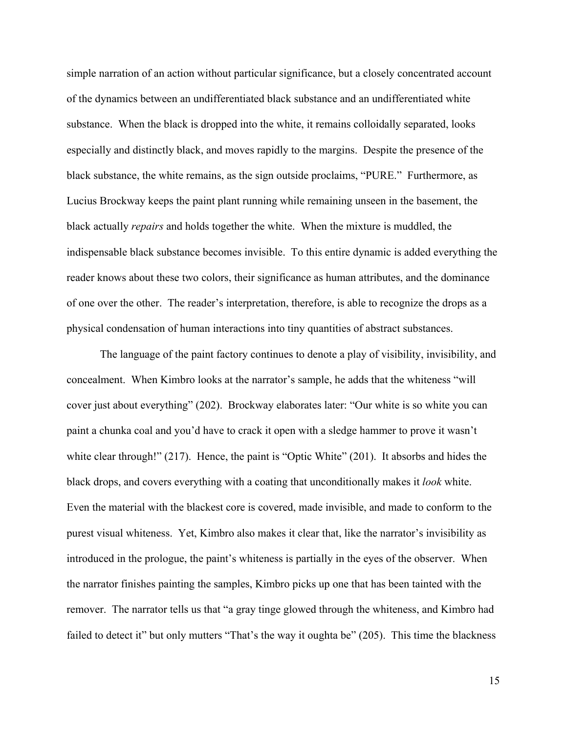simple narration of an action without particular significance, but a closely concentrated account of the dynamics between an undifferentiated black substance and an undifferentiated white substance. When the black is dropped into the white, it remains colloidally separated, looks especially and distinctly black, and moves rapidly to the margins. Despite the presence of the black substance, the white remains, as the sign outside proclaims, "PURE." Furthermore, as Lucius Brockway keeps the paint plant running while remaining unseen in the basement, the black actually *repairs* and holds together the white. When the mixture is muddled, the indispensable black substance becomes invisible. To this entire dynamic is added everything the reader knows about these two colors, their significance as human attributes, and the dominance of one over the other. The reader's interpretation, therefore, is able to recognize the drops as a physical condensation of human interactions into tiny quantities of abstract substances.

The language of the paint factory continues to denote a play of visibility, invisibility, and concealment. When Kimbro looks at the narrator's sample, he adds that the whiteness "will cover just about everything" (202). Brockway elaborates later: "Our white is so white you can paint a chunka coal and you'd have to crack it open with a sledge hammer to prove it wasn't white clear through!" (217). Hence, the paint is "Optic White" (201). It absorbs and hides the black drops, and covers everything with a coating that unconditionally makes it *look* white. Even the material with the blackest core is covered, made invisible, and made to conform to the purest visual whiteness. Yet, Kimbro also makes it clear that, like the narrator's invisibility as introduced in the prologue, the paint's whiteness is partially in the eyes of the observer. When the narrator finishes painting the samples, Kimbro picks up one that has been tainted with the remover. The narrator tells us that "a gray tinge glowed through the whiteness, and Kimbro had failed to detect it" but only mutters "That's the way it oughta be" (205). This time the blackness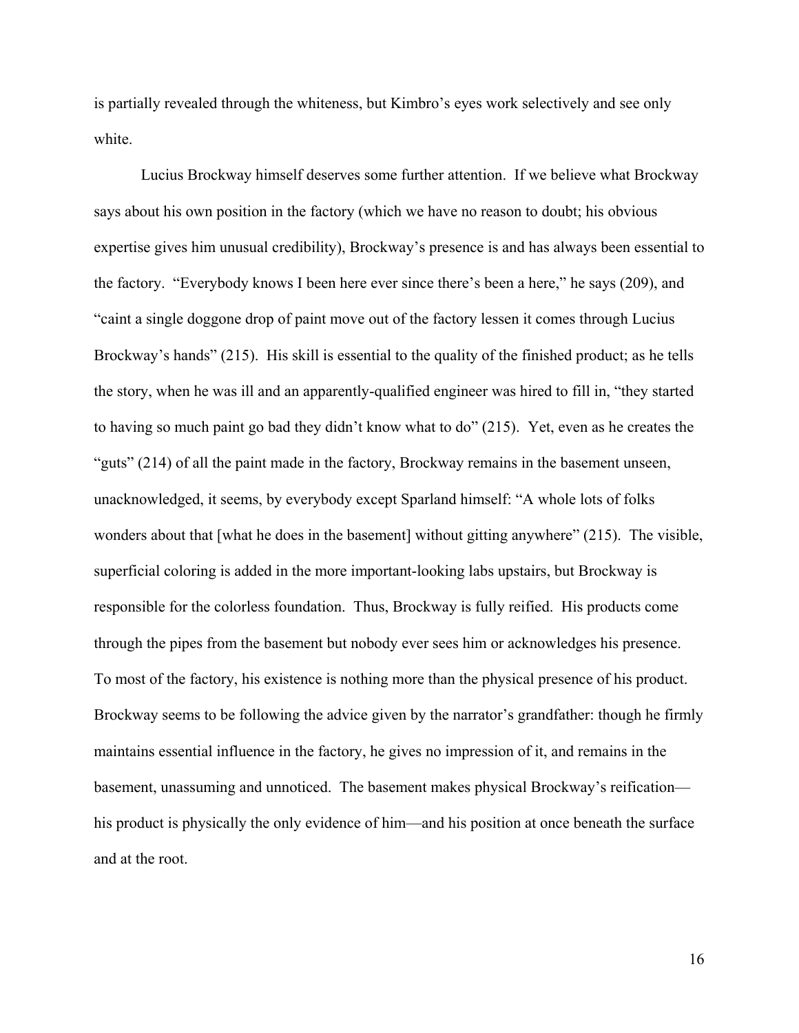is partially revealed through the whiteness, but Kimbro's eyes work selectively and see only white.

Lucius Brockway himself deserves some further attention. If we believe what Brockway says about his own position in the factory (which we have no reason to doubt; his obvious expertise gives him unusual credibility), Brockway's presence is and has always been essential to the factory. "Everybody knows I been here ever since there's been a here," he says (209), and "caint a single doggone drop of paint move out of the factory lessen it comes through Lucius Brockway's hands" (215). His skill is essential to the quality of the finished product; as he tells the story, when he was ill and an apparently-qualified engineer was hired to fill in, "they started to having so much paint go bad they didn't know what to do" (215). Yet, even as he creates the "guts" (214) of all the paint made in the factory, Brockway remains in the basement unseen, unacknowledged, it seems, by everybody except Sparland himself: "A whole lots of folks wonders about that [what he does in the basement] without gitting anywhere" (215). The visible, superficial coloring is added in the more important-looking labs upstairs, but Brockway is responsible for the colorless foundation. Thus, Brockway is fully reified. His products come through the pipes from the basement but nobody ever sees him or acknowledges his presence. To most of the factory, his existence is nothing more than the physical presence of his product. Brockway seems to be following the advice given by the narrator's grandfather: though he firmly maintains essential influence in the factory, he gives no impression of it, and remains in the basement, unassuming and unnoticed. The basement makes physical Brockway's reification—his product is physically the only evidence of him—and his position at once beneath the surface and at the root.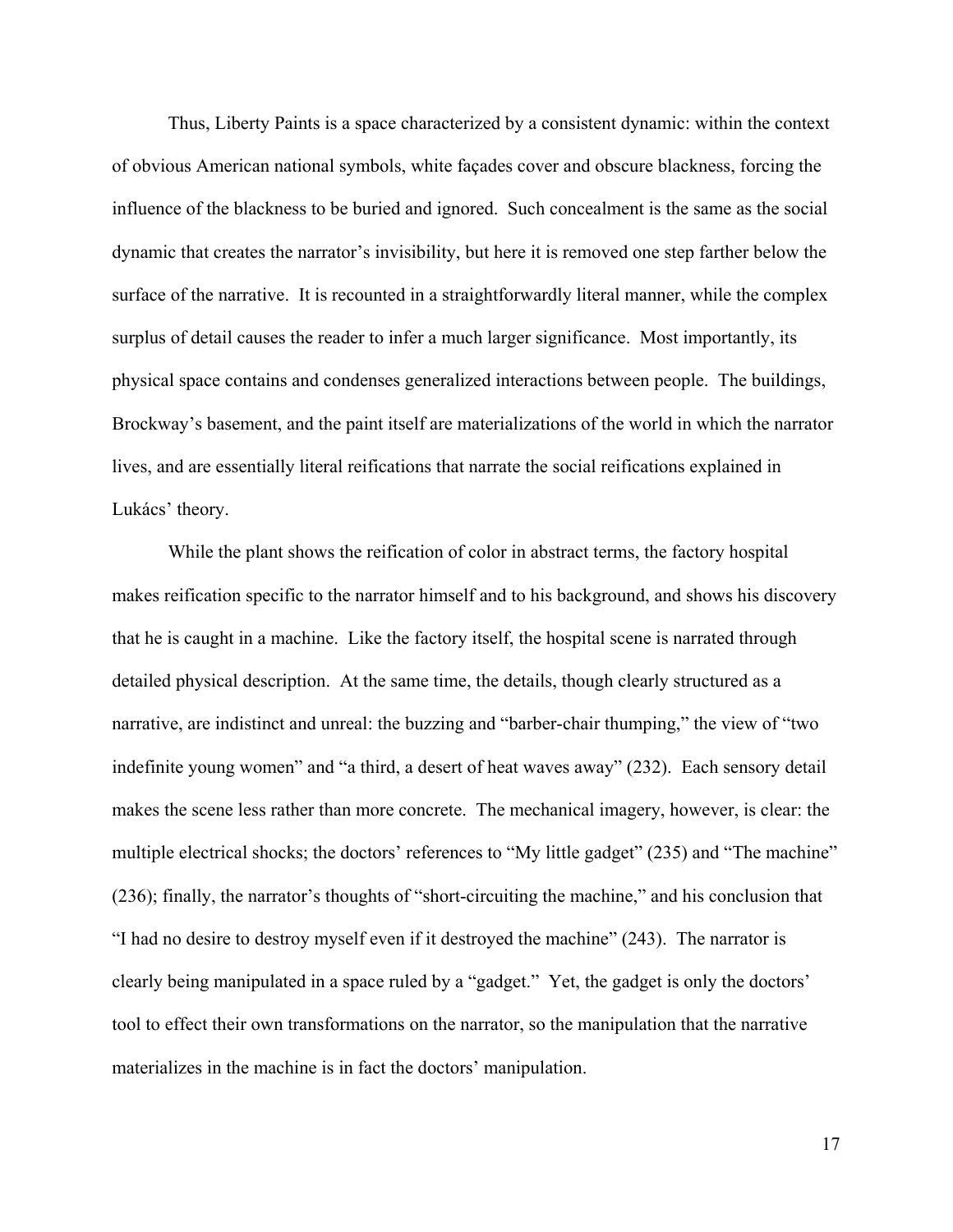Thus, Liberty Paints is a space characterized by a consistent dynamic: within the context of obvious American national symbols, white façades cover and obscure blackness, forcing the influence of the blackness to be buried and ignored. Such concealment is the same as the social dynamic that creates the narrator's invisibility, but here it is removed one step farther below the surface of the narrative. It is recounted in a straightforwardly literal manner, while the complex surplus of detail causes the reader to infer a much larger significance. Most importantly, its physical space contains and condenses generalized interactions between people. The buildings, Brockway's basement, and the paint itself are materializations of the world in which the narrator lives, and are essentially literal reifications that narrate the social reifications explained in Lukács' theory.

While the plant shows the reification of color in abstract terms, the factory hospital makes reification specific to the narrator himself and to his background, and shows his discovery that he is caught in a machine. Like the factory itself, the hospital scene is narrated through detailed physical description. At the same time, the details, though clearly structured as a narrative, are indistinct and unreal: the buzzing and "barber-chair thumping," the view of "two indefinite young women" and "a third, a desert of heat waves away" (232). Each sensory detail makes the scene less rather than more concrete. The mechanical imagery, however, is clear: the multiple electrical shocks; the doctors' references to "My little gadget" (235) and "The machine" (236); finally, the narrator's thoughts of "short-circuiting the machine," and his conclusion that "I had no desire to destroy myself even if it destroyed the machine" (243). The narrator is clearly being manipulated in a space ruled by a "gadget." Yet, the gadget is only the doctors' tool to effect their own transformations on the narrator, so the manipulation that the narrative materializes in the machine is in fact the doctors' manipulation.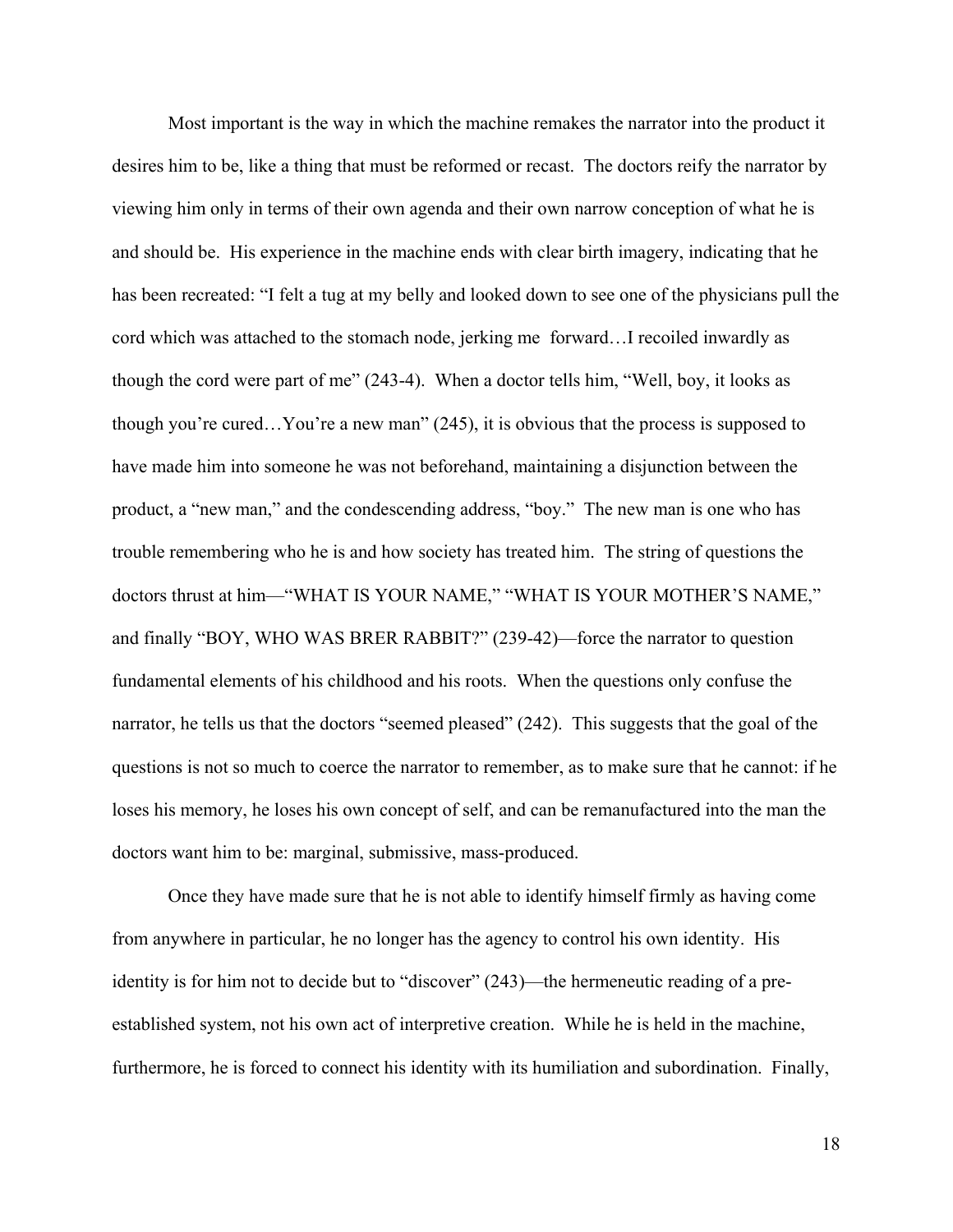Most important is the way in which the machine remakes the narrator into the product it desires him to be, like a thing that must be reformed or recast. The doctors reify the narrator by viewing him only in terms of their own agenda and their own narrow conception of what he is and should be. His experience in the machine ends with clear birth imagery, indicating that he has been recreated: "I felt a tug at my belly and looked down to see one of the physicians pull the cord which was attached to the stomach node, jerking me forward…I recoiled inwardly as though the cord were part of me" (243-4). When a doctor tells him, "Well, boy, it looks as though you're cured…You're a new man" (245), it is obvious that the process is supposed to have made him into someone he was not beforehand, maintaining a disjunction between the product, a "new man," and the condescending address, "boy." The new man is one who has trouble remembering who he is and how society has treated him. The string of questions the doctors thrust at him—"WHAT IS YOUR NAME," "WHAT IS YOUR MOTHER'S NAME," and finally "BOY, WHO WAS BRER RABBIT?" (239-42)—force the narrator to question fundamental elements of his childhood and his roots. When the questions only confuse the narrator, he tells us that the doctors "seemed pleased" (242). This suggests that the goal of the questions is not so much to coerce the narrator to remember, as to make sure that he cannot: if he loses his memory, he loses his own concept of self, and can be remanufactured into the man the doctors want him to be: marginal, submissive, mass-produced.

Once they have made sure that he is not able to identify himself firmly as having come from anywhere in particular, he no longer has the agency to control his own identity. His identity is for him not to decide but to "discover" (243)—the hermeneutic reading of a pre-established system, not his own act of interpretive creation. While he is held in the machine, furthermore, he is forced to connect his identity with its humiliation and subordination. Finally,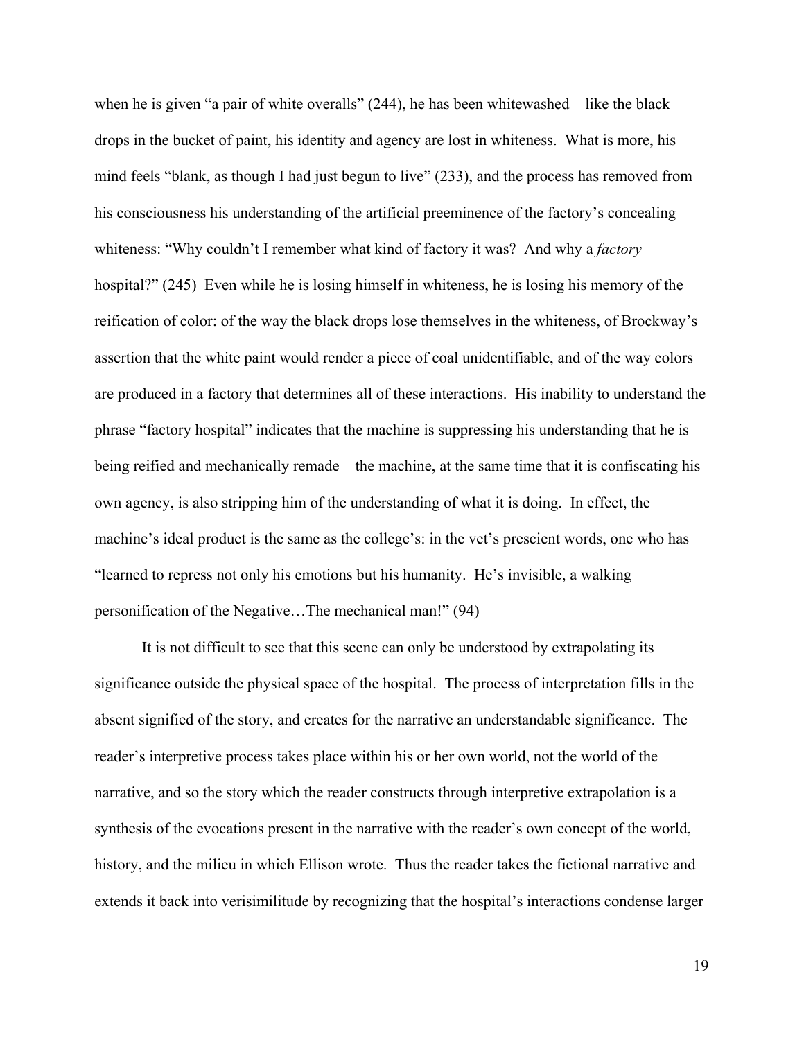when he is given "a pair of white overalls" (244), he has been whitewashed—like the black drops in the bucket of paint, his identity and agency are lost in whiteness. What is more, his mind feels "blank, as though I had just begun to live" (233), and the process has removed from his consciousness his understanding of the artificial preeminence of the factory's concealing whiteness: "Why couldn't I remember what kind of factory it was? And why a *factory* hospital?" (245) Even while he is losing himself in whiteness, he is losing his memory of the reification of color: of the way the black drops lose themselves in the whiteness, of Brockway's assertion that the white paint would render a piece of coal unidentifiable, and of the way colors are produced in a factory that determines all of these interactions. His inability to understand the phrase "factory hospital" indicates that the machine is suppressing his understanding that he is being reified and mechanically remade—the machine, at the same time that it is confiscating his own agency, is also stripping him of the understanding of what it is doing. In effect, the machine's ideal product is the same as the college's: in the vet's prescient words, one who has "learned to repress not only his emotions but his humanity. He's invisible, a walking personification of the Negative…The mechanical man!" (94)

It is not difficult to see that this scene can only be understood by extrapolating its significance outside the physical space of the hospital. The process of interpretation fills in the absent signified of the story, and creates for the narrative an understandable significance. The reader's interpretive process takes place within his or her own world, not the world of the narrative, and so the story which the reader constructs through interpretive extrapolation is a synthesis of the evocations present in the narrative with the reader's own concept of the world, history, and the milieu in which Ellison wrote. Thus the reader takes the fictional narrative and extends it back into verisimilitude by recognizing that the hospital's interactions condense larger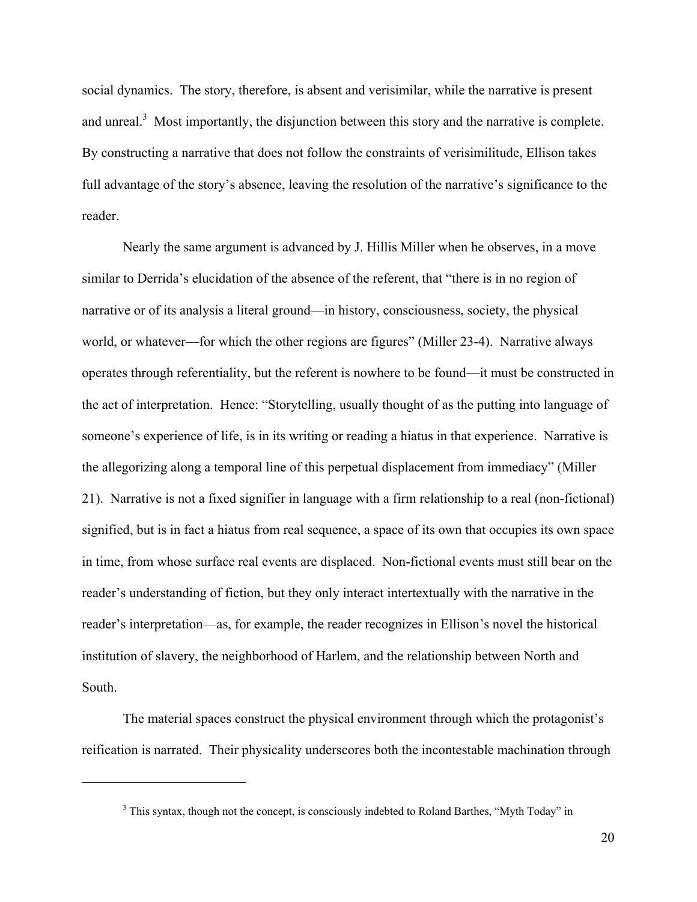social dynamics. The story, therefore, is absent and verisimilar, while the narrative is present and unreal.[3] Most importantly, the disjunction between this story and the narrative is complete. By constructing a narrative that does not follow the constraints of verisimilitude, Ellison takes full advantage of the story's absence, leaving the resolution of the narrative's significance to the reader.

Nearly the same argument is advanced by J. Hillis Miller when he observes, in a move similar to Derrida's elucidation of the absence of the referent, that "there is in no region of narrative or of its analysis a literal ground—in history, consciousness, society, the physical world, or whatever—for which the other regions are figures" (Miller 23-4). Narrative always operates through referentiality, but the referent is nowhere to be found—it must be constructed in the act of interpretation. Hence: "Storytelling, usually thought of as the putting into language of someone's experience of life, is in its writing or reading a hiatus in that experience. Narrative is the allegorizing along a temporal line of this perpetual displacement from immediacy" (Miller 21). Narrative is not a fixed signifier in language with a firm relationship to a real (non-fictional) signified, but is in fact a hiatus from real sequence, a space of its own that occupies its own space in time, from whose surface real events are displaced. Non-fictional events must still bear on the reader's understanding of fiction, but they only interact intertextually with the narrative in the reader's interpretation—as, for example, the reader recognizes in Ellison's novel the historical institution of slavery, the neighborhood of Harlem, and the relationship between North and South.

The material spaces construct the physical environment through which the protagonist's reification is narrated. Their physicality underscores both the incontestable machination through

---

[3] This syntax, though not the concept, is consciously indebted to Roland Barthes, "Myth Today" in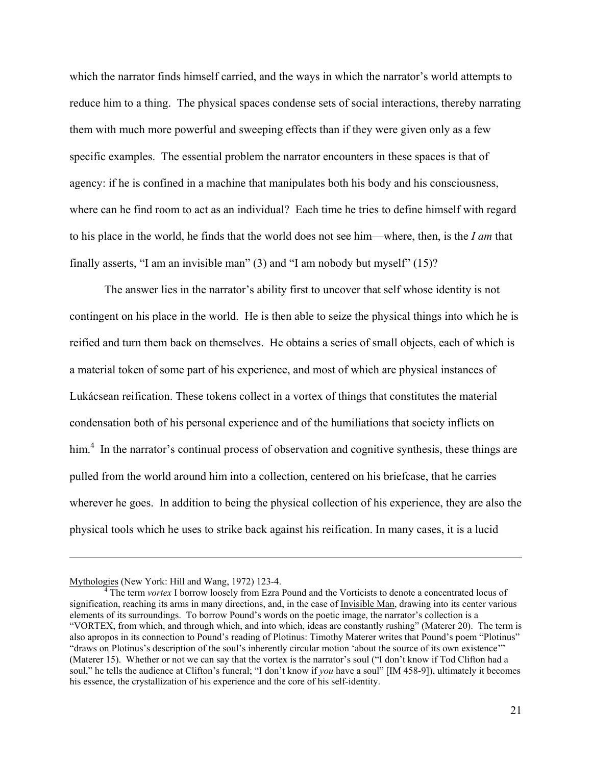which the narrator finds himself carried, and the ways in which the narrator's world attempts to reduce him to a thing. The physical spaces condense sets of social interactions, thereby narrating them with much more powerful and sweeping effects than if they were given only as a few specific examples. The essential problem the narrator encounters in these spaces is that of agency: if he is confined in a machine that manipulates both his body and his consciousness, where can he find room to act as an individual? Each time he tries to define himself with regard to his place in the world, he finds that the world does not see him—where, then, is the *I am* that finally asserts, "I am an invisible man" (3) and "I am nobody but myself" (15)?

The answer lies in the narrator's ability first to uncover that self whose identity is not contingent on his place in the world. He is then able to seize the physical things into which he is reified and turn them back on themselves. He obtains a series of small objects, each of which is a material token of some part of his experience, and most of which are physical instances of Lukácsean reification. These tokens collect in a vortex of things that constitutes the material condensation both of his personal experience and of the humiliations that society inflicts on him.[4] In the narrator's continual process of observation and cognitive synthesis, these things are pulled from the world around him into a collection, centered on his briefcase, that he carries wherever he goes. In addition to being the physical collection of his experience, they are also the physical tools which he uses to strike back against his reification. In many cases, it is a lucid

---

Mythologies (New York: Hill and Wang, 1972) 123-4.

[4] The term *vortex* I borrow loosely from Ezra Pound and the Vorticists to denote a concentrated locus of signification, reaching its arms in many directions, and, in the case of Invisible Man, drawing into its center various elements of its surroundings. To borrow Pound's words on the poetic image, the narrator's collection is a "VORTEX, from which, and through which, and into which, ideas are constantly rushing" (Materer 20). The term is also apropos in its connection to Pound's reading of Plotinus: Timothy Materer writes that Pound's poem "Plotinus" "draws on Plotinus's description of the soul's inherently circular motion 'about the source of its own existence'" (Materer 15). Whether or not we can say that the vortex is the narrator's soul ("I don't know if Tod Clifton had a soul," he tells the audience at Clifton's funeral; "I don't know if *you* have a soul" [IM 458-9]), ultimately it becomes his essence, the crystallization of his experience and the core of his self-identity.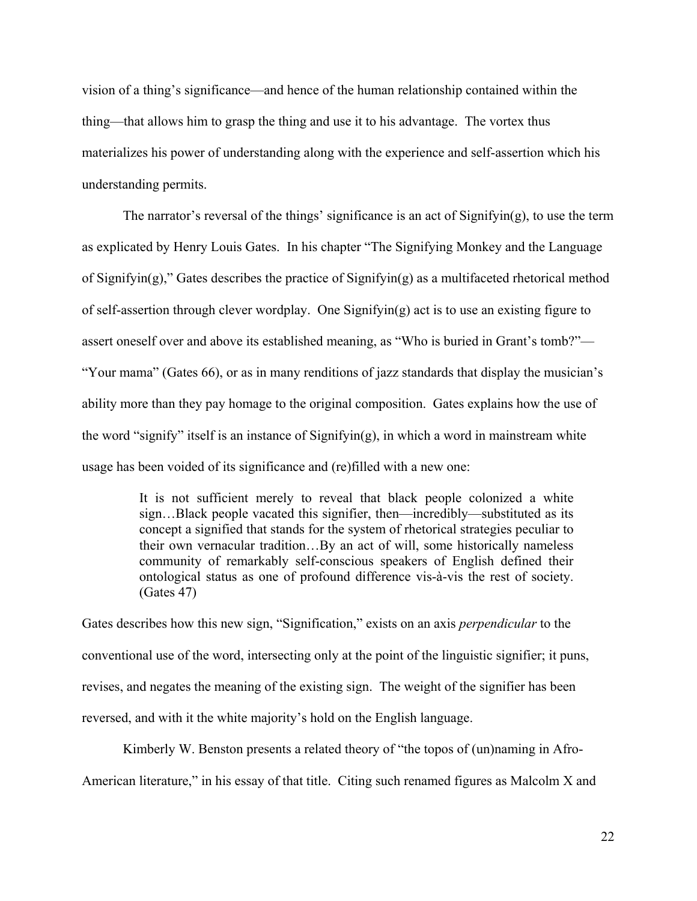vision of a thing's significance—and hence of the human relationship contained within the thing—that allows him to grasp the thing and use it to his advantage. The vortex thus materializes his power of understanding along with the experience and self-assertion which his understanding permits.

The narrator's reversal of the things' significance is an act of Signifyin(g), to use the term as explicated by Henry Louis Gates. In his chapter "The Signifying Monkey and the Language of Signifyin(g)," Gates describes the practice of Signifyin(g) as a multifaceted rhetorical method of self-assertion through clever wordplay. One Signifyin(g) act is to use an existing figure to assert oneself over and above its established meaning, as "Who is buried in Grant's tomb?"—"Your mama" (Gates 66), or as in many renditions of jazz standards that display the musician's ability more than they pay homage to the original composition. Gates explains how the use of the word "signify" itself is an instance of Signifyin(g), in which a word in mainstream white usage has been voided of its significance and (re)filled with a new one:

> It is not sufficient merely to reveal that black people colonized a white sign…Black people vacated this signifier, then—incredibly—substituted as its concept a signified that stands for the system of rhetorical strategies peculiar to their own vernacular tradition…By an act of will, some historically nameless community of remarkably self-conscious speakers of English defined their ontological status as one of profound difference vis-à-vis the rest of society. (Gates 47)

Gates describes how this new sign, "Signification," exists on an axis *perpendicular* to the conventional use of the word, intersecting only at the point of the linguistic signifier; it puns, revises, and negates the meaning of the existing sign. The weight of the signifier has been reversed, and with it the white majority's hold on the English language.

Kimberly W. Benston presents a related theory of "the topos of (un)naming in Afro-American literature," in his essay of that title. Citing such renamed figures as Malcolm X and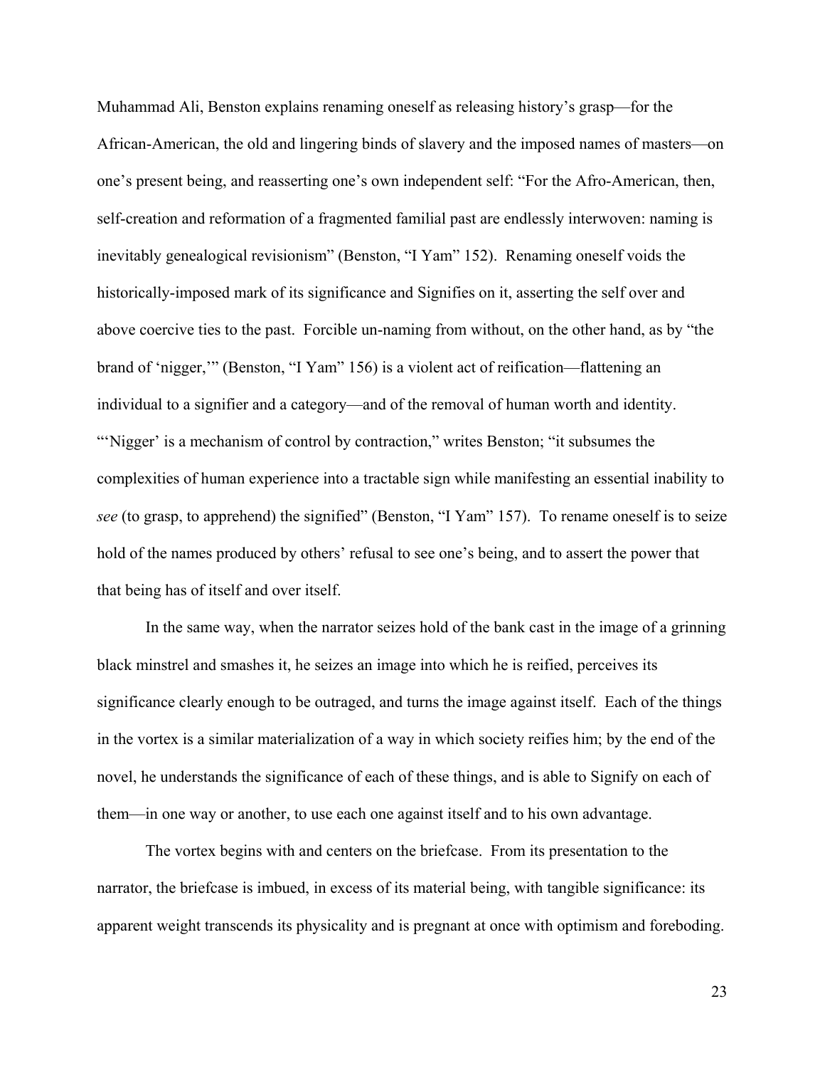Muhammad Ali, Benston explains renaming oneself as releasing history's grasp—for the African-American, the old and lingering binds of slavery and the imposed names of masters—on one's present being, and reasserting one's own independent self: "For the Afro-American, then, self-creation and reformation of a fragmented familial past are endlessly interwoven: naming is inevitably genealogical revisionism" (Benston, "I Yam" 152). Renaming oneself voids the historically-imposed mark of its significance and Signifies on it, asserting the self over and above coercive ties to the past. Forcible un-naming from without, on the other hand, as by "the brand of 'nigger,'" (Benston, "I Yam" 156) is a violent act of reification—flattening an individual to a signifier and a category—and of the removal of human worth and identity. "'Nigger' is a mechanism of control by contraction," writes Benston; "it subsumes the complexities of human experience into a tractable sign while manifesting an essential inability to *see* (to grasp, to apprehend) the signified" (Benston, "I Yam" 157). To rename oneself is to seize hold of the names produced by others' refusal to see one's being, and to assert the power that that being has of itself and over itself.

In the same way, when the narrator seizes hold of the bank cast in the image of a grinning black minstrel and smashes it, he seizes an image into which he is reified, perceives its significance clearly enough to be outraged, and turns the image against itself. Each of the things in the vortex is a similar materialization of a way in which society reifies him; by the end of the novel, he understands the significance of each of these things, and is able to Signify on each of them—in one way or another, to use each one against itself and to his own advantage.

The vortex begins with and centers on the briefcase. From its presentation to the narrator, the briefcase is imbued, in excess of its material being, with tangible significance: its apparent weight transcends its physicality and is pregnant at once with optimism and foreboding.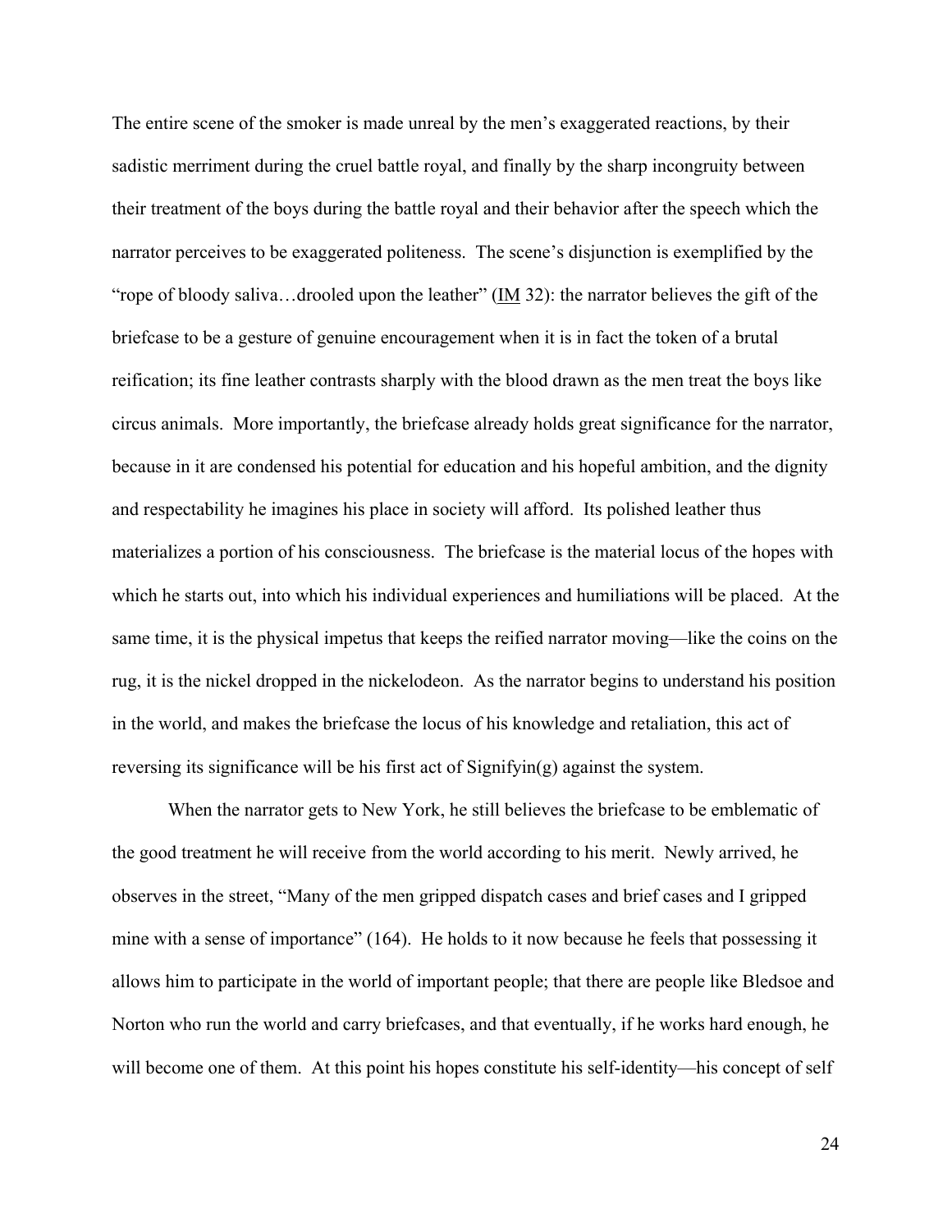The entire scene of the smoker is made unreal by the men's exaggerated reactions, by their sadistic merriment during the cruel battle royal, and finally by the sharp incongruity between their treatment of the boys during the battle royal and their behavior after the speech which the narrator perceives to be exaggerated politeness. The scene's disjunction is exemplified by the "rope of bloody saliva…drooled upon the leather" (IM 32): the narrator believes the gift of the briefcase to be a gesture of genuine encouragement when it is in fact the token of a brutal reification; its fine leather contrasts sharply with the blood drawn as the men treat the boys like circus animals. More importantly, the briefcase already holds great significance for the narrator, because in it are condensed his potential for education and his hopeful ambition, and the dignity and respectability he imagines his place in society will afford. Its polished leather thus materializes a portion of his consciousness. The briefcase is the material locus of the hopes with which he starts out, into which his individual experiences and humiliations will be placed. At the same time, it is the physical impetus that keeps the reified narrator moving—like the coins on the rug, it is the nickel dropped in the nickelodeon. As the narrator begins to understand his position in the world, and makes the briefcase the locus of his knowledge and retaliation, this act of reversing its significance will be his first act of Signifyin(g) against the system.

When the narrator gets to New York, he still believes the briefcase to be emblematic of the good treatment he will receive from the world according to his merit. Newly arrived, he observes in the street, "Many of the men gripped dispatch cases and brief cases and I gripped mine with a sense of importance" (164). He holds to it now because he feels that possessing it allows him to participate in the world of important people; that there are people like Bledsoe and Norton who run the world and carry briefcases, and that eventually, if he works hard enough, he will become one of them. At this point his hopes constitute his self-identity—his concept of self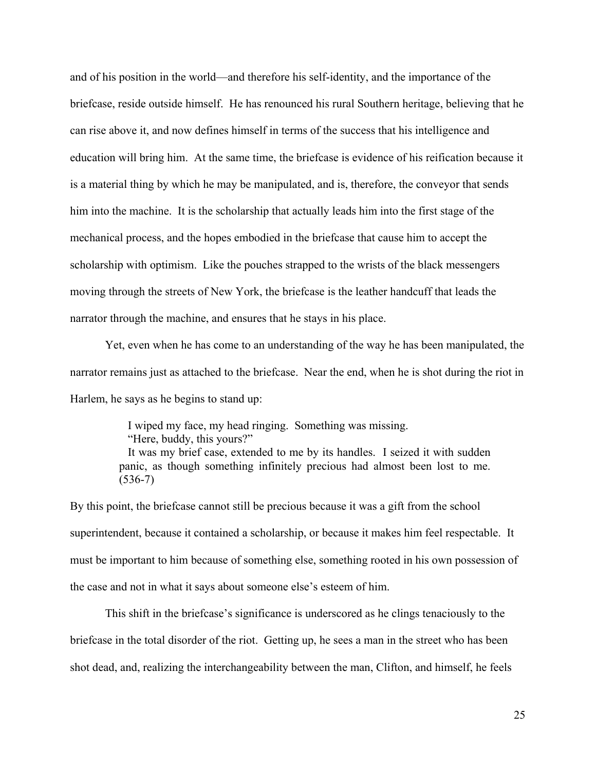and of his position in the world—and therefore his self-identity, and the importance of the briefcase, reside outside himself. He has renounced his rural Southern heritage, believing that he can rise above it, and now defines himself in terms of the success that his intelligence and education will bring him. At the same time, the briefcase is evidence of his reification because it is a material thing by which he may be manipulated, and is, therefore, the conveyor that sends him into the machine. It is the scholarship that actually leads him into the first stage of the mechanical process, and the hopes embodied in the briefcase that cause him to accept the scholarship with optimism. Like the pouches strapped to the wrists of the black messengers moving through the streets of New York, the briefcase is the leather handcuff that leads the narrator through the machine, and ensures that he stays in his place.

Yet, even when he has come to an understanding of the way he has been manipulated, the narrator remains just as attached to the briefcase. Near the end, when he is shot during the riot in Harlem, he says as he begins to stand up:

> I wiped my face, my head ringing. Something was missing.
> "Here, buddy, this yours?"
> It was my brief case, extended to me by its handles. I seized it with sudden panic, as though something infinitely precious had almost been lost to me. (536-7)

By this point, the briefcase cannot still be precious because it was a gift from the school superintendent, because it contained a scholarship, or because it makes him feel respectable. It must be important to him because of something else, something rooted in his own possession of the case and not in what it says about someone else's esteem of him.

This shift in the briefcase's significance is underscored as he clings tenaciously to the briefcase in the total disorder of the riot. Getting up, he sees a man in the street who has been shot dead, and, realizing the interchangeability between the man, Clifton, and himself, he feels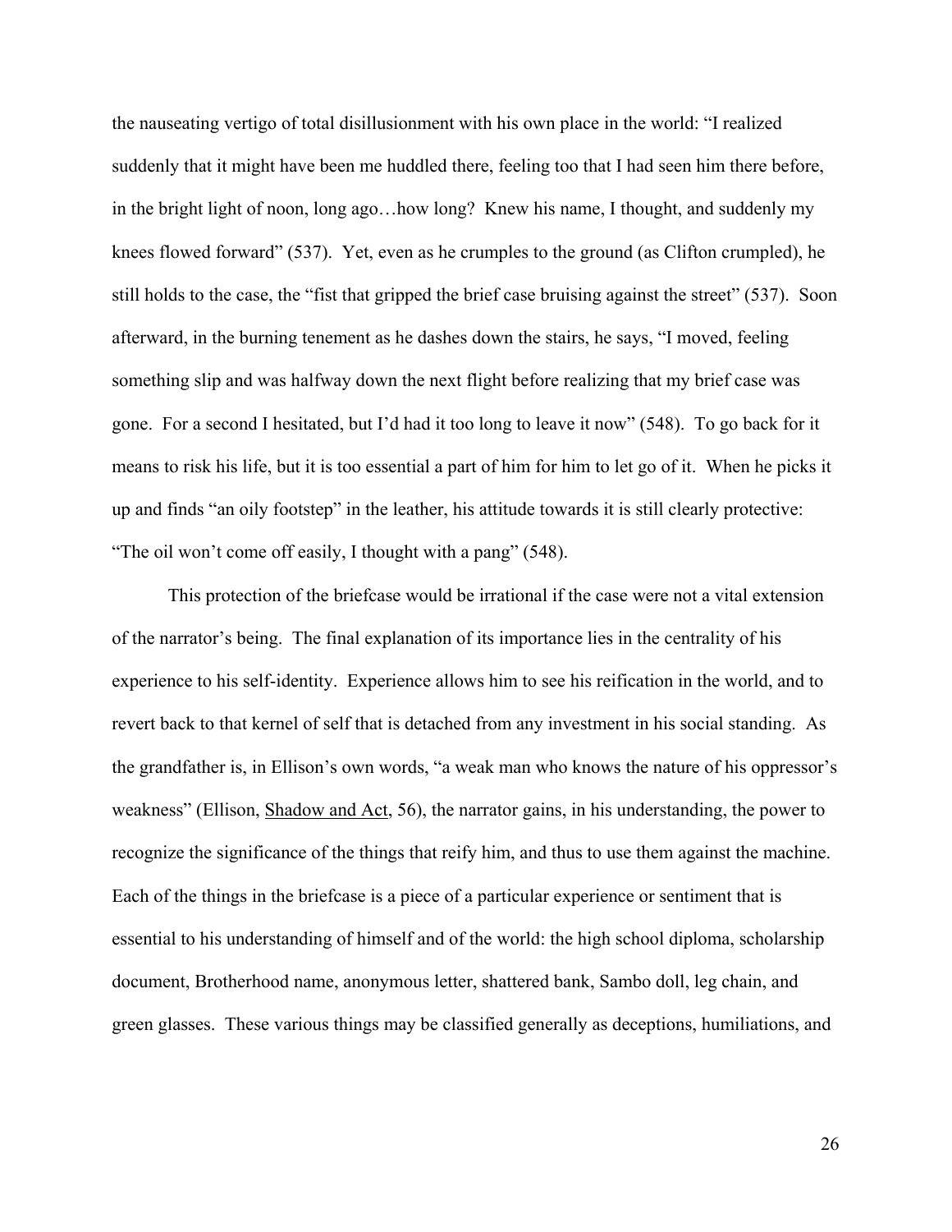the nauseating vertigo of total disillusionment with his own place in the world: "I realized suddenly that it might have been me huddled there, feeling too that I had seen him there before, in the bright light of noon, long ago…how long? Knew his name, I thought, and suddenly my knees flowed forward" (537). Yet, even as he crumples to the ground (as Clifton crumpled), he still holds to the case, the "fist that gripped the brief case bruising against the street" (537). Soon afterward, in the burning tenement as he dashes down the stairs, he says, "I moved, feeling something slip and was halfway down the next flight before realizing that my brief case was gone. For a second I hesitated, but I'd had it too long to leave it now" (548). To go back for it means to risk his life, but it is too essential a part of him for him to let go of it. When he picks it up and finds "an oily footstep" in the leather, his attitude towards it is still clearly protective: "The oil won't come off easily, I thought with a pang" (548).

This protection of the briefcase would be irrational if the case were not a vital extension of the narrator's being. The final explanation of its importance lies in the centrality of his experience to his self-identity. Experience allows him to see his reification in the world, and to revert back to that kernel of self that is detached from any investment in his social standing. As the grandfather is, in Ellison's own words, "a weak man who knows the nature of his oppressor's weakness" (Ellison, Shadow and Act, 56), the narrator gains, in his understanding, the power to recognize the significance of the things that reify him, and thus to use them against the machine. Each of the things in the briefcase is a piece of a particular experience or sentiment that is essential to his understanding of himself and of the world: the high school diploma, scholarship document, Brotherhood name, anonymous letter, shattered bank, Sambo doll, leg chain, and green glasses. These various things may be classified generally as deceptions, humiliations, and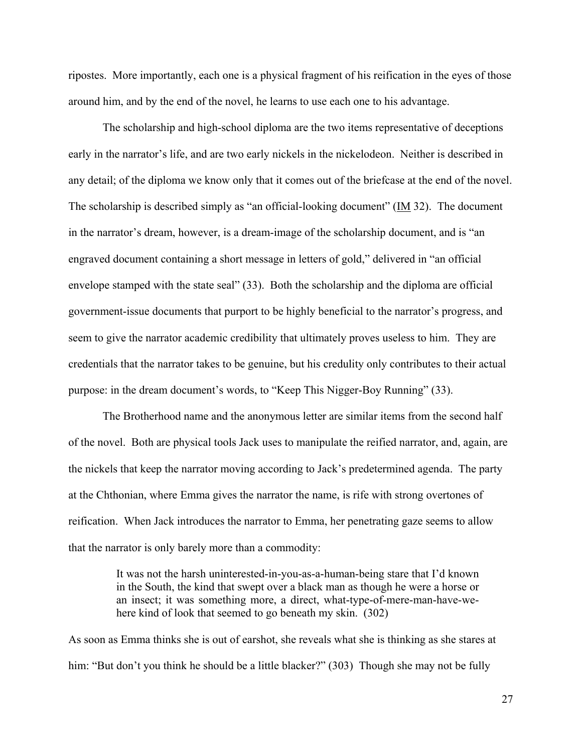ripostes. More importantly, each one is a physical fragment of his reification in the eyes of those around him, and by the end of the novel, he learns to use each one to his advantage.

The scholarship and high-school diploma are the two items representative of deceptions early in the narrator's life, and are two early nickels in the nickelodeon. Neither is described in any detail; of the diploma we know only that it comes out of the briefcase at the end of the novel. The scholarship is described simply as "an official-looking document" (IM 32). The document in the narrator's dream, however, is a dream-image of the scholarship document, and is "an engraved document containing a short message in letters of gold," delivered in "an official envelope stamped with the state seal" (33). Both the scholarship and the diploma are official government-issue documents that purport to be highly beneficial to the narrator's progress, and seem to give the narrator academic credibility that ultimately proves useless to him. They are credentials that the narrator takes to be genuine, but his credulity only contributes to their actual purpose: in the dream document's words, to "Keep This Nigger-Boy Running" (33).

The Brotherhood name and the anonymous letter are similar items from the second half of the novel. Both are physical tools Jack uses to manipulate the reified narrator, and, again, are the nickels that keep the narrator moving according to Jack's predetermined agenda. The party at the Chthonian, where Emma gives the narrator the name, is rife with strong overtones of reification. When Jack introduces the narrator to Emma, her penetrating gaze seems to allow that the narrator is only barely more than a commodity:

> It was not the harsh uninterested-in-you-as-a-human-being stare that I'd known in the South, the kind that swept over a black man as though he were a horse or an insect; it was something more, a direct, what-type-of-mere-man-have-we-here kind of look that seemed to go beneath my skin. (302)

As soon as Emma thinks she is out of earshot, she reveals what she is thinking as she stares at him: "But don't you think he should be a little blacker?" (303) Though she may not be fully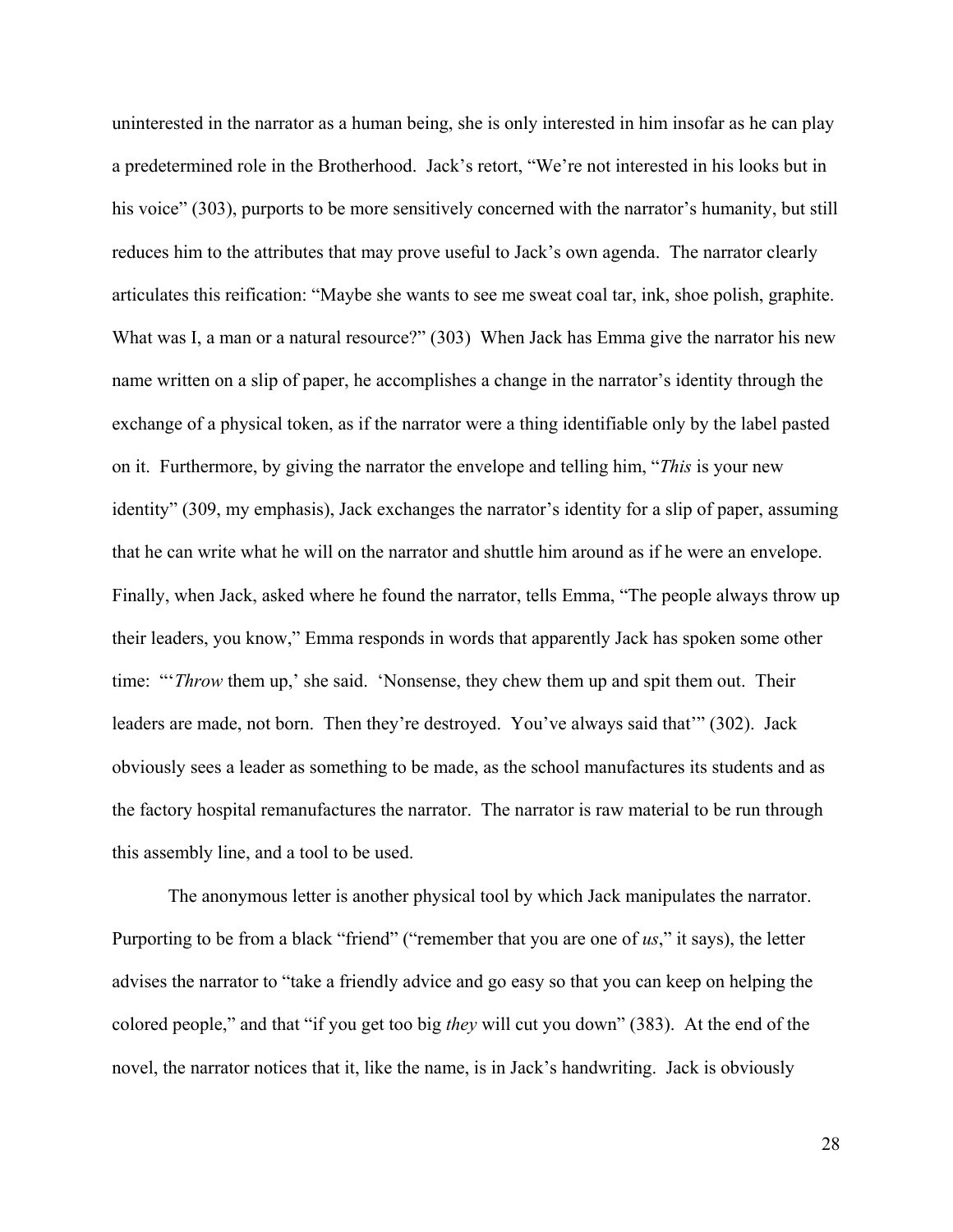uninterested in the narrator as a human being, she is only interested in him insofar as he can play a predetermined role in the Brotherhood. Jack's retort, "We're not interested in his looks but in his voice" (303), purports to be more sensitively concerned with the narrator's humanity, but still reduces him to the attributes that may prove useful to Jack's own agenda. The narrator clearly articulates this reification: "Maybe she wants to see me sweat coal tar, ink, shoe polish, graphite. What was I, a man or a natural resource?" (303) When Jack has Emma give the narrator his new name written on a slip of paper, he accomplishes a change in the narrator's identity through the exchange of a physical token, as if the narrator were a thing identifiable only by the label pasted on it. Furthermore, by giving the narrator the envelope and telling him, "*This* is your new identity" (309, my emphasis), Jack exchanges the narrator's identity for a slip of paper, assuming that he can write what he will on the narrator and shuttle him around as if he were an envelope. Finally, when Jack, asked where he found the narrator, tells Emma, "The people always throw up their leaders, you know," Emma responds in words that apparently Jack has spoken some other time: "'*Throw* them up,' she said. 'Nonsense, they chew them up and spit them out. Their leaders are made, not born. Then they're destroyed. You've always said that'" (302). Jack obviously sees a leader as something to be made, as the school manufactures its students and as the factory hospital remanufactures the narrator. The narrator is raw material to be run through this assembly line, and a tool to be used.

The anonymous letter is another physical tool by which Jack manipulates the narrator. Purporting to be from a black "friend" ("remember that you are one of *us*," it says), the letter advises the narrator to "take a friendly advice and go easy so that you can keep on helping the colored people," and that "if you get too big *they* will cut you down" (383). At the end of the novel, the narrator notices that it, like the name, is in Jack's handwriting. Jack is obviously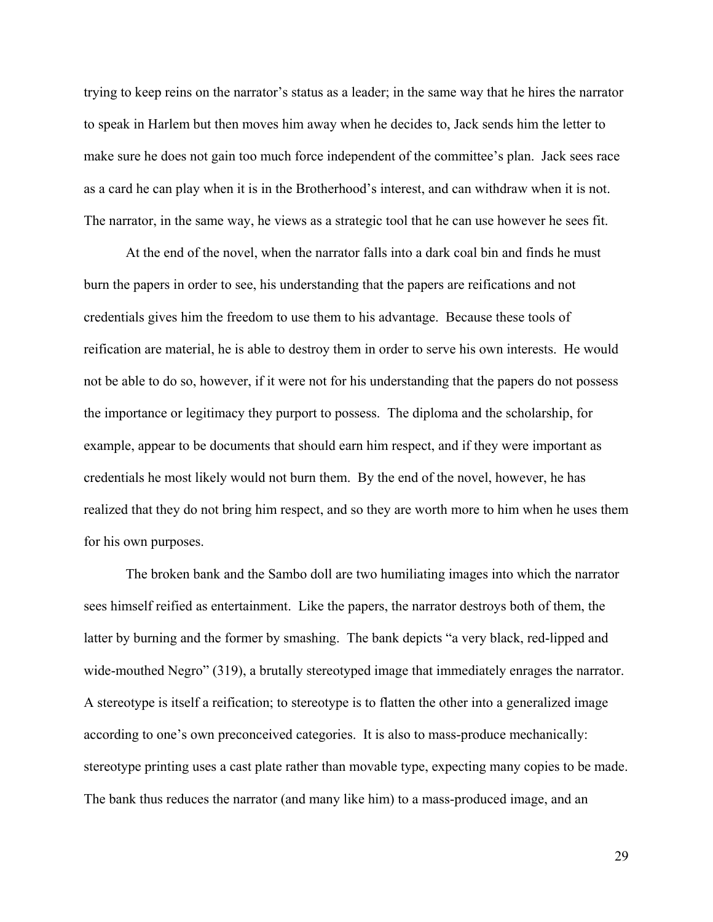trying to keep reins on the narrator's status as a leader; in the same way that he hires the narrator to speak in Harlem but then moves him away when he decides to, Jack sends him the letter to make sure he does not gain too much force independent of the committee's plan. Jack sees race as a card he can play when it is in the Brotherhood's interest, and can withdraw when it is not. The narrator, in the same way, he views as a strategic tool that he can use however he sees fit.

At the end of the novel, when the narrator falls into a dark coal bin and finds he must burn the papers in order to see, his understanding that the papers are reifications and not credentials gives him the freedom to use them to his advantage. Because these tools of reification are material, he is able to destroy them in order to serve his own interests. He would not be able to do so, however, if it were not for his understanding that the papers do not possess the importance or legitimacy they purport to possess. The diploma and the scholarship, for example, appear to be documents that should earn him respect, and if they were important as credentials he most likely would not burn them. By the end of the novel, however, he has realized that they do not bring him respect, and so they are worth more to him when he uses them for his own purposes.

The broken bank and the Sambo doll are two humiliating images into which the narrator sees himself reified as entertainment. Like the papers, the narrator destroys both of them, the latter by burning and the former by smashing. The bank depicts "a very black, red-lipped and wide-mouthed Negro" (319), a brutally stereotyped image that immediately enrages the narrator. A stereotype is itself a reification; to stereotype is to flatten the other into a generalized image according to one's own preconceived categories. It is also to mass-produce mechanically: stereotype printing uses a cast plate rather than movable type, expecting many copies to be made. The bank thus reduces the narrator (and many like him) to a mass-produced image, and an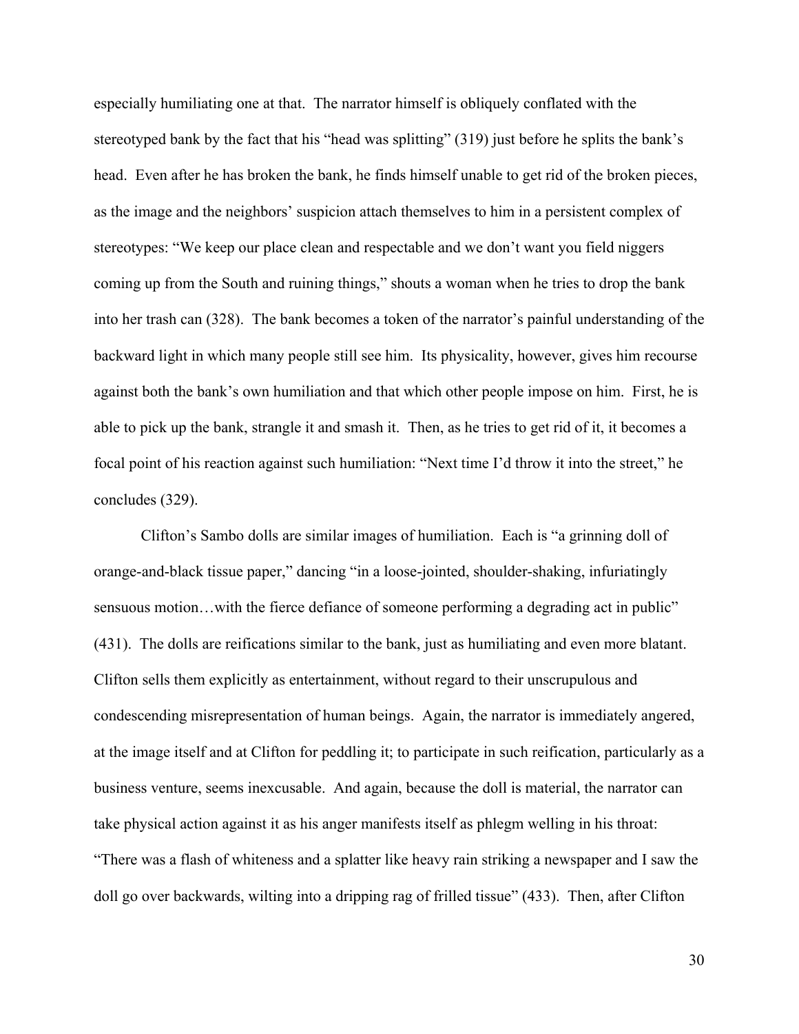especially humiliating one at that. The narrator himself is obliquely conflated with the stereotyped bank by the fact that his "head was splitting" (319) just before he splits the bank's head. Even after he has broken the bank, he finds himself unable to get rid of the broken pieces, as the image and the neighbors' suspicion attach themselves to him in a persistent complex of stereotypes: "We keep our place clean and respectable and we don't want you field niggers coming up from the South and ruining things," shouts a woman when he tries to drop the bank into her trash can (328). The bank becomes a token of the narrator's painful understanding of the backward light in which many people still see him. Its physicality, however, gives him recourse against both the bank's own humiliation and that which other people impose on him. First, he is able to pick up the bank, strangle it and smash it. Then, as he tries to get rid of it, it becomes a focal point of his reaction against such humiliation: "Next time I'd throw it into the street," he concludes (329).

Clifton's Sambo dolls are similar images of humiliation. Each is "a grinning doll of orange-and-black tissue paper," dancing "in a loose-jointed, shoulder-shaking, infuriatingly sensuous motion…with the fierce defiance of someone performing a degrading act in public" (431). The dolls are reifications similar to the bank, just as humiliating and even more blatant. Clifton sells them explicitly as entertainment, without regard to their unscrupulous and condescending misrepresentation of human beings. Again, the narrator is immediately angered, at the image itself and at Clifton for peddling it; to participate in such reification, particularly as a business venture, seems inexcusable. And again, because the doll is material, the narrator can take physical action against it as his anger manifests itself as phlegm welling in his throat: "There was a flash of whiteness and a splatter like heavy rain striking a newspaper and I saw the doll go over backwards, wilting into a dripping rag of frilled tissue" (433). Then, after Clifton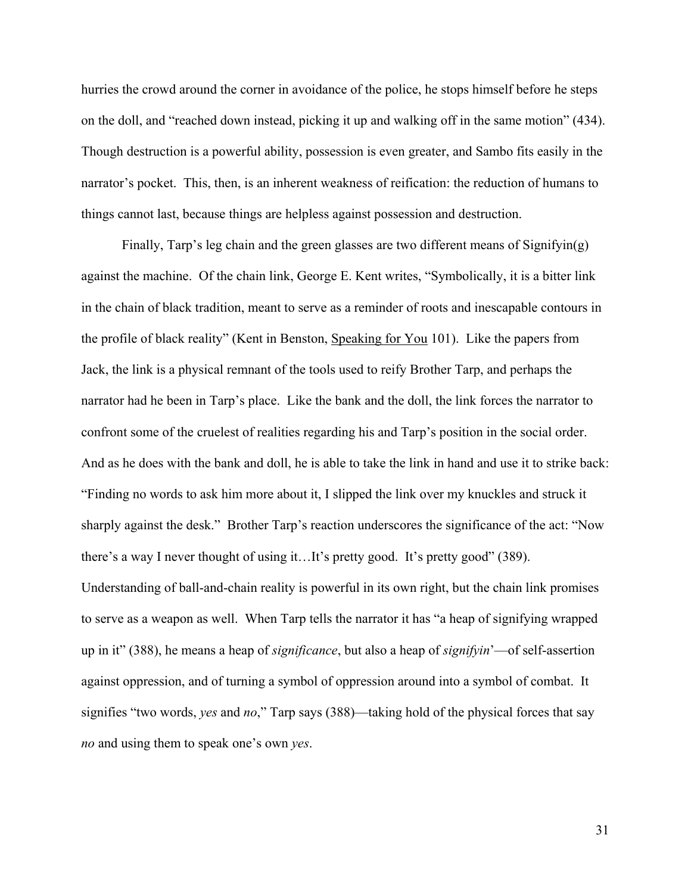hurries the crowd around the corner in avoidance of the police, he stops himself before he steps on the doll, and "reached down instead, picking it up and walking off in the same motion" (434). Though destruction is a powerful ability, possession is even greater, and Sambo fits easily in the narrator's pocket. This, then, is an inherent weakness of reification: the reduction of humans to things cannot last, because things are helpless against possession and destruction.

Finally, Tarp's leg chain and the green glasses are two different means of Signifyin(g) against the machine. Of the chain link, George E. Kent writes, "Symbolically, it is a bitter link in the chain of black tradition, meant to serve as a reminder of roots and inescapable contours in the profile of black reality" (Kent in Benston, Speaking for You 101). Like the papers from Jack, the link is a physical remnant of the tools used to reify Brother Tarp, and perhaps the narrator had he been in Tarp's place. Like the bank and the doll, the link forces the narrator to confront some of the cruelest of realities regarding his and Tarp's position in the social order. And as he does with the bank and doll, he is able to take the link in hand and use it to strike back: "Finding no words to ask him more about it, I slipped the link over my knuckles and struck it sharply against the desk." Brother Tarp's reaction underscores the significance of the act: "Now there's a way I never thought of using it…It's pretty good. It's pretty good" (389). Understanding of ball-and-chain reality is powerful in its own right, but the chain link promises to serve as a weapon as well. When Tarp tells the narrator it has "a heap of signifying wrapped up in it" (388), he means a heap of *significance*, but also a heap of *signifyin*'—of self-assertion against oppression, and of turning a symbol of oppression around into a symbol of combat. It signifies "two words, *yes* and *no*," Tarp says (388)—taking hold of the physical forces that say *no* and using them to speak one's own *yes*.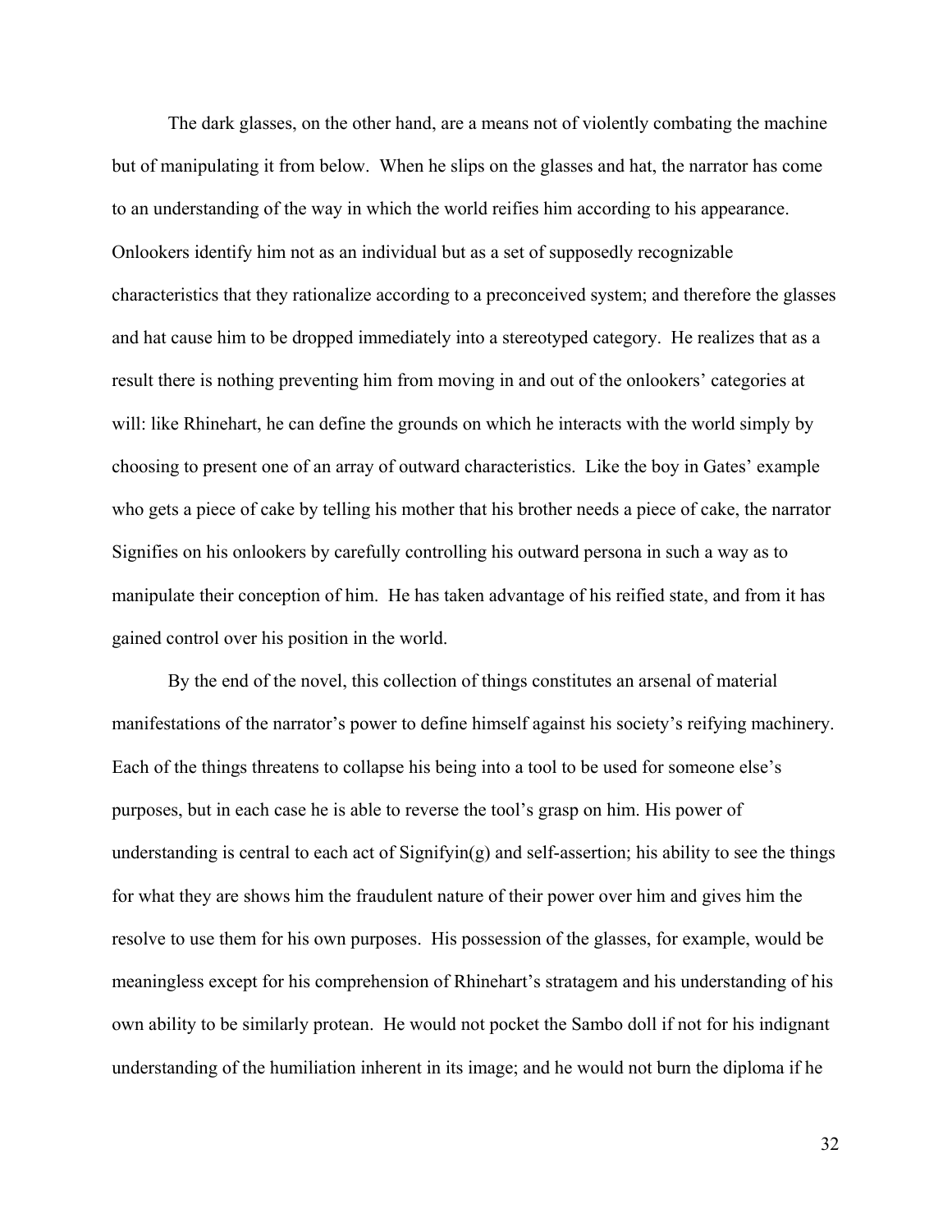The dark glasses, on the other hand, are a means not of violently combating the machine but of manipulating it from below. When he slips on the glasses and hat, the narrator has come to an understanding of the way in which the world reifies him according to his appearance. Onlookers identify him not as an individual but as a set of supposedly recognizable characteristics that they rationalize according to a preconceived system; and therefore the glasses and hat cause him to be dropped immediately into a stereotyped category. He realizes that as a result there is nothing preventing him from moving in and out of the onlookers' categories at will: like Rhinehart, he can define the grounds on which he interacts with the world simply by choosing to present one of an array of outward characteristics. Like the boy in Gates' example who gets a piece of cake by telling his mother that his brother needs a piece of cake, the narrator Signifies on his onlookers by carefully controlling his outward persona in such a way as to manipulate their conception of him. He has taken advantage of his reified state, and from it has gained control over his position in the world.

By the end of the novel, this collection of things constitutes an arsenal of material manifestations of the narrator's power to define himself against his society's reifying machinery. Each of the things threatens to collapse his being into a tool to be used for someone else's purposes, but in each case he is able to reverse the tool's grasp on him. His power of understanding is central to each act of Signifyin(g) and self-assertion; his ability to see the things for what they are shows him the fraudulent nature of their power over him and gives him the resolve to use them for his own purposes. His possession of the glasses, for example, would be meaningless except for his comprehension of Rhinehart's stratagem and his understanding of his own ability to be similarly protean. He would not pocket the Sambo doll if not for his indignant understanding of the humiliation inherent in its image; and he would not burn the diploma if he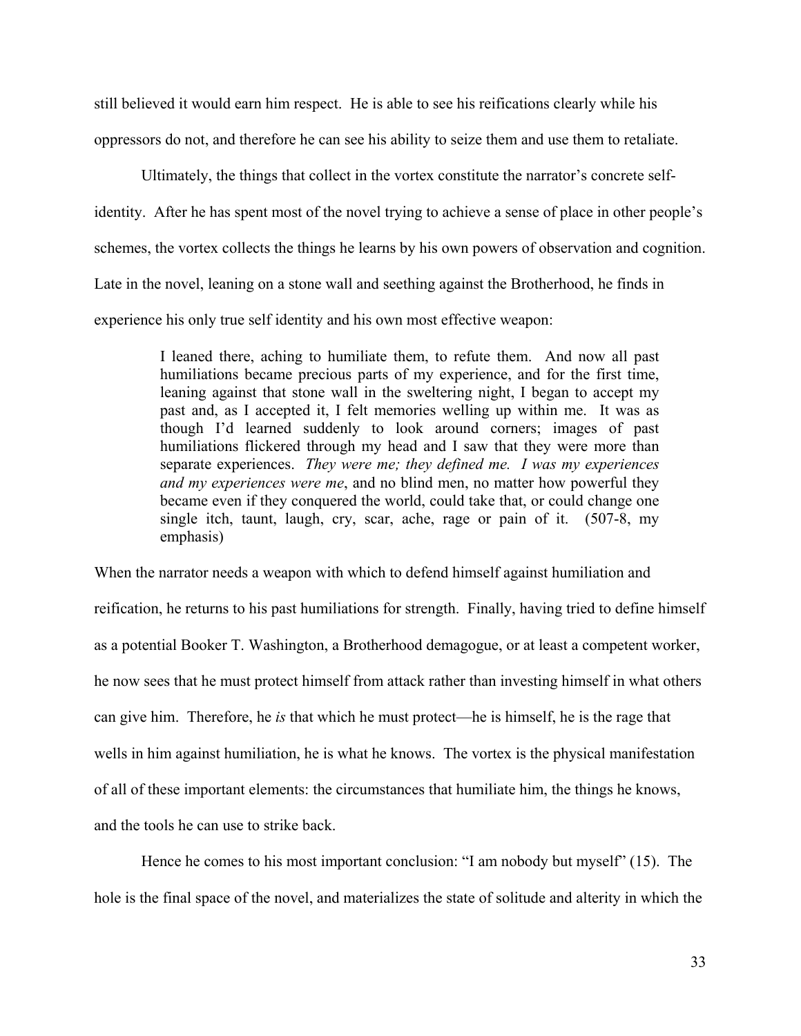still believed it would earn him respect. He is able to see his reifications clearly while his oppressors do not, and therefore he can see his ability to seize them and use them to retaliate.

Ultimately, the things that collect in the vortex constitute the narrator's concrete self-identity. After he has spent most of the novel trying to achieve a sense of place in other people's schemes, the vortex collects the things he learns by his own powers of observation and cognition. Late in the novel, leaning on a stone wall and seething against the Brotherhood, he finds in experience his only true self identity and his own most effective weapon:

> I leaned there, aching to humiliate them, to refute them. And now all past humiliations became precious parts of my experience, and for the first time, leaning against that stone wall in the sweltering night, I began to accept my past and, as I accepted it, I felt memories welling up within me. It was as though I'd learned suddenly to look around corners; images of past humiliations flickered through my head and I saw that they were more than separate experiences. *They were me; they defined me. I was my experiences and my experiences were me*, and no blind men, no matter how powerful they became even if they conquered the world, could take that, or could change one single itch, taunt, laugh, cry, scar, ache, rage or pain of it. (507-8, my emphasis)

When the narrator needs a weapon with which to defend himself against humiliation and reification, he returns to his past humiliations for strength. Finally, having tried to define himself as a potential Booker T. Washington, a Brotherhood demagogue, or at least a competent worker, he now sees that he must protect himself from attack rather than investing himself in what others can give him. Therefore, he *is* that which he must protect—he is himself, he is the rage that wells in him against humiliation, he is what he knows. The vortex is the physical manifestation of all of these important elements: the circumstances that humiliate him, the things he knows, and the tools he can use to strike back.

Hence he comes to his most important conclusion: "I am nobody but myself" (15). The hole is the final space of the novel, and materializes the state of solitude and alterity in which the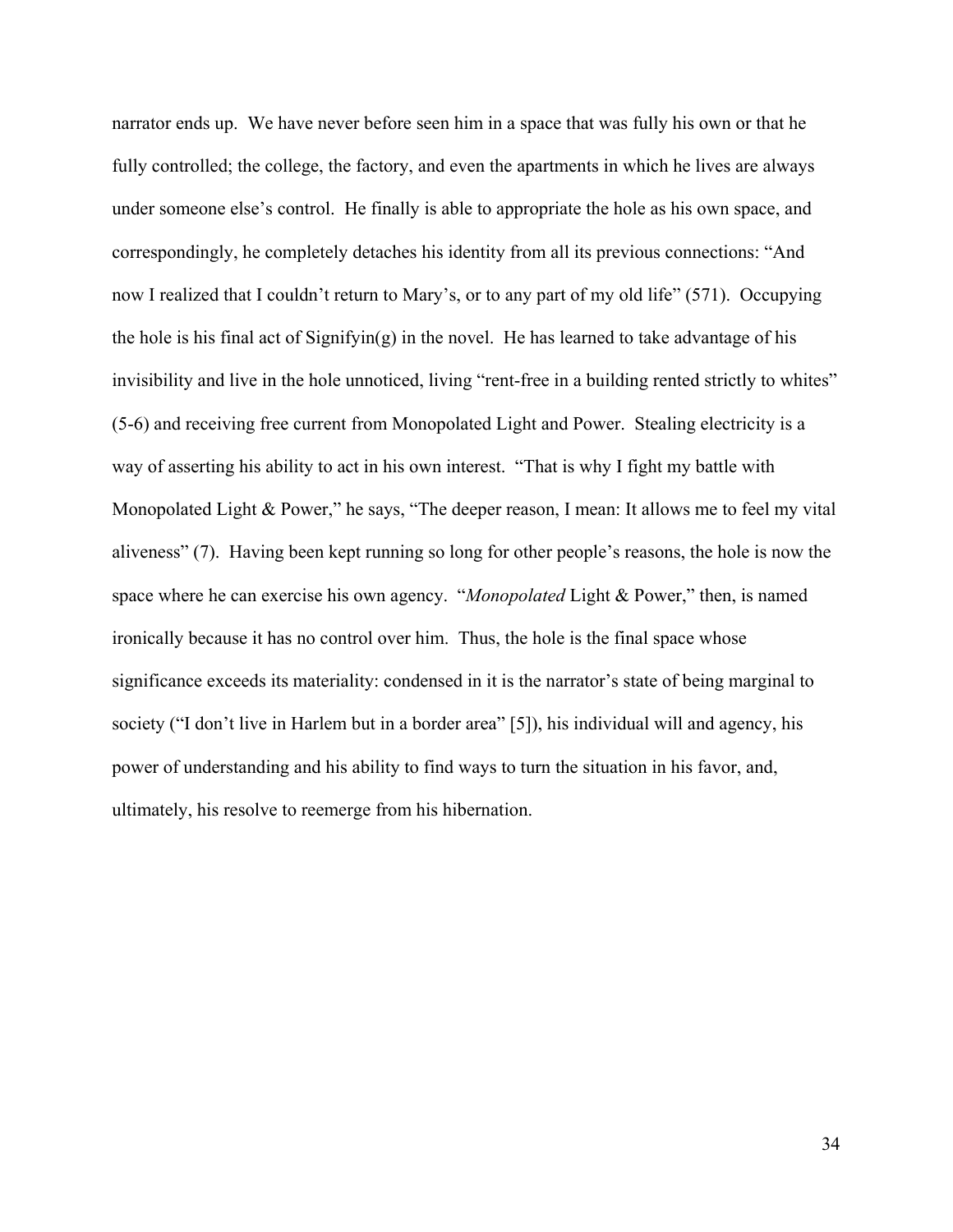narrator ends up. We have never before seen him in a space that was fully his own or that he fully controlled; the college, the factory, and even the apartments in which he lives are always under someone else's control. He finally is able to appropriate the hole as his own space, and correspondingly, he completely detaches his identity from all its previous connections: "And now I realized that I couldn't return to Mary's, or to any part of my old life" (571). Occupying the hole is his final act of Signifyin(g) in the novel. He has learned to take advantage of his invisibility and live in the hole unnoticed, living "rent-free in a building rented strictly to whites" (5-6) and receiving free current from Monopolated Light and Power. Stealing electricity is a way of asserting his ability to act in his own interest. "That is why I fight my battle with Monopolated Light & Power," he says, "The deeper reason, I mean: It allows me to feel my vital aliveness" (7). Having been kept running so long for other people's reasons, the hole is now the space where he can exercise his own agency. "*Monopolated* Light & Power," then, is named ironically because it has no control over him. Thus, the hole is the final space whose significance exceeds its materiality: condensed in it is the narrator's state of being marginal to society ("I don't live in Harlem but in a border area" [5]), his individual will and agency, his power of understanding and his ability to find ways to turn the situation in his favor, and, ultimately, his resolve to reemerge from his hibernation.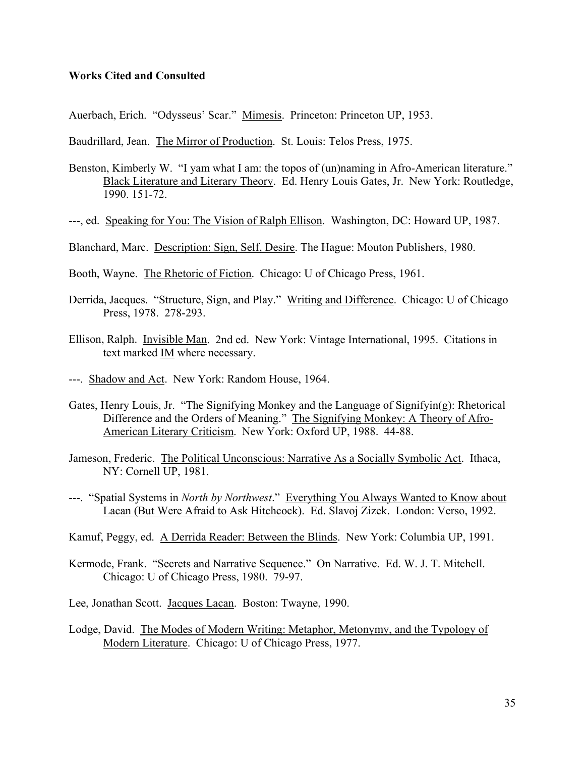**Works Cited and Consulted**

Auerbach, Erich. "Odysseus' Scar." Mimesis. Princeton: Princeton UP, 1953.

Baudrillard, Jean. The Mirror of Production. St. Louis: Telos Press, 1975.

Benston, Kimberly W. "I yam what I am: the topos of (un)naming in Afro-American literature." Black Literature and Literary Theory. Ed. Henry Louis Gates, Jr. New York: Routledge, 1990. 151-72.

---, ed. Speaking for You: The Vision of Ralph Ellison. Washington, DC: Howard UP, 1987.

Blanchard, Marc. Description: Sign, Self, Desire. The Hague: Mouton Publishers, 1980.

Booth, Wayne. The Rhetoric of Fiction. Chicago: U of Chicago Press, 1961.

Derrida, Jacques. "Structure, Sign, and Play." Writing and Difference. Chicago: U of Chicago Press, 1978. 278-293.

Ellison, Ralph. Invisible Man. 2nd ed. New York: Vintage International, 1995. Citations in text marked IM where necessary.

---. Shadow and Act. New York: Random House, 1964.

Gates, Henry Louis, Jr. "The Signifying Monkey and the Language of Signifyin(g): Rhetorical Difference and the Orders of Meaning." The Signifying Monkey: A Theory of Afro-American Literary Criticism. New York: Oxford UP, 1988. 44-88.

Jameson, Frederic. The Political Unconscious: Narrative As a Socially Symbolic Act. Ithaca, NY: Cornell UP, 1981.

---. "Spatial Systems in *North by Northwest*." Everything You Always Wanted to Know about Lacan (But Were Afraid to Ask Hitchcock). Ed. Slavoj Zizek. London: Verso, 1992.

Kamuf, Peggy, ed. A Derrida Reader: Between the Blinds. New York: Columbia UP, 1991.

Kermode, Frank. "Secrets and Narrative Sequence." On Narrative. Ed. W. J. T. Mitchell. Chicago: U of Chicago Press, 1980. 79-97.

Lee, Jonathan Scott. Jacques Lacan. Boston: Twayne, 1990.

Lodge, David. The Modes of Modern Writing: Metaphor, Metonymy, and the Typology of Modern Literature. Chicago: U of Chicago Press, 1977.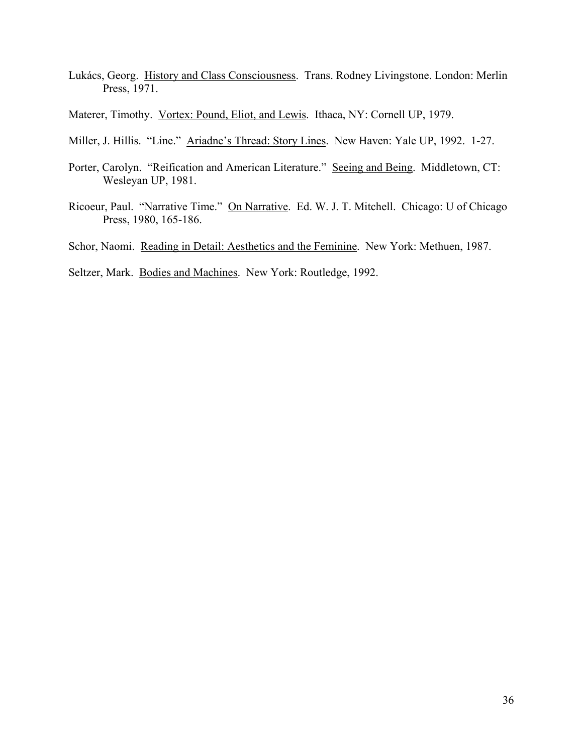Lukács, Georg. History and Class Consciousness. Trans. Rodney Livingstone. London: Merlin Press, 1971.

Materer, Timothy. Vortex: Pound, Eliot, and Lewis. Ithaca, NY: Cornell UP, 1979.

Miller, J. Hillis. "Line." Ariadne's Thread: Story Lines. New Haven: Yale UP, 1992. 1-27.

Porter, Carolyn. "Reification and American Literature." Seeing and Being. Middletown, CT: Wesleyan UP, 1981.

Ricoeur, Paul. "Narrative Time." On Narrative. Ed. W. J. T. Mitchell. Chicago: U of Chicago Press, 1980, 165-186.

Schor, Naomi. Reading in Detail: Aesthetics and the Feminine. New York: Methuen, 1987.

Seltzer, Mark. Bodies and Machines. New York: Routledge, 1992.